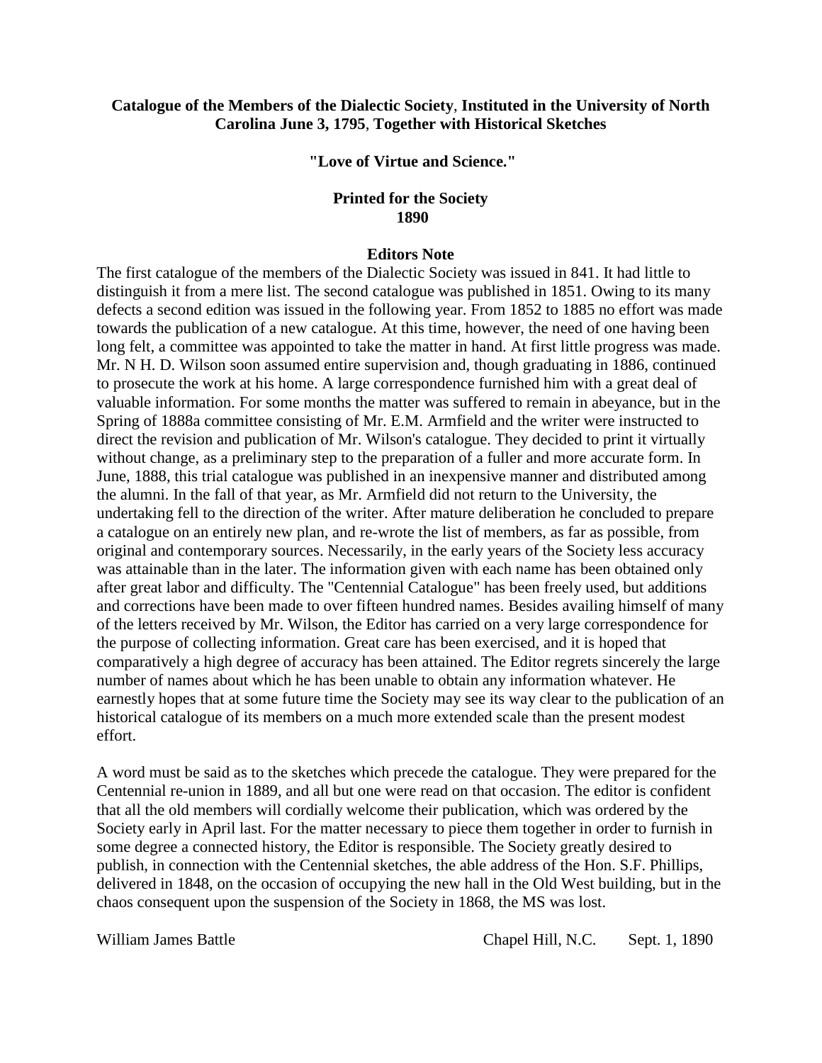**Catalogue of the Members of the Dialectic Society, Instituted in the University of North Carolina June 3, 1795, Together with Historical Sketches**

**"Love of Virtue and Science."**

**Printed for the Society**
**1890**

## Editors Note

The first catalogue of the members of the Dialectic Society was issued in 841. It had little to distinguish it from a mere list. The second catalogue was published in 1851. Owing to its many defects a second edition was issued in the following year. From 1852 to 1885 no effort was made towards the publication of a new catalogue. At this time, however, the need of one having been long felt, a committee was appointed to take the matter in hand. At first little progress was made. Mr. N H. D. Wilson soon assumed entire supervision and, though graduating in 1886, continued to prosecute the work at his home. A large correspondence furnished him with a great deal of valuable information. For some months the matter was suffered to remain in abeyance, but in the Spring of 1888a committee consisting of Mr. E.M. Armfield and the writer were instructed to direct the revision and publication of Mr. Wilson's catalogue. They decided to print it virtually without change, as a preliminary step to the preparation of a fuller and more accurate form. In June, 1888, this trial catalogue was published in an inexpensive manner and distributed among the alumni. In the fall of that year, as Mr. Armfield did not return to the University, the undertaking fell to the direction of the writer. After mature deliberation he concluded to prepare a catalogue on an entirely new plan, and re-wrote the list of members, as far as possible, from original and contemporary sources. Necessarily, in the early years of the Society less accuracy was attainable than in the later. The information given with each name has been obtained only after great labor and difficulty. The "Centennial Catalogue" has been freely used, but additions and corrections have been made to over fifteen hundred names. Besides availing himself of many of the letters received by Mr. Wilson, the Editor has carried on a very large correspondence for the purpose of collecting information. Great care has been exercised, and it is hoped that comparatively a high degree of accuracy has been attained. The Editor regrets sincerely the large number of names about which he has been unable to obtain any information whatever. He earnestly hopes that at some future time the Society may see its way clear to the publication of an historical catalogue of its members on a much more extended scale than the present modest effort.

A word must be said as to the sketches which precede the catalogue. They were prepared for the Centennial re-union in 1889, and all but one were read on that occasion. The editor is confident that all the old members will cordially welcome their publication, which was ordered by the Society early in April last. For the matter necessary to piece them together in order to furnish in some degree a connected history, the Editor is responsible. The Society greatly desired to publish, in connection with the Centennial sketches, the able address of the Hon. S.F. Phillips, delivered in 1848, on the occasion of occupying the new hall in the Old West building, but in the chaos consequent upon the suspension of the Society in 1868, the MS was lost.

William James Battle　　　　Chapel Hill, N.C.　　Sept. 1, 1890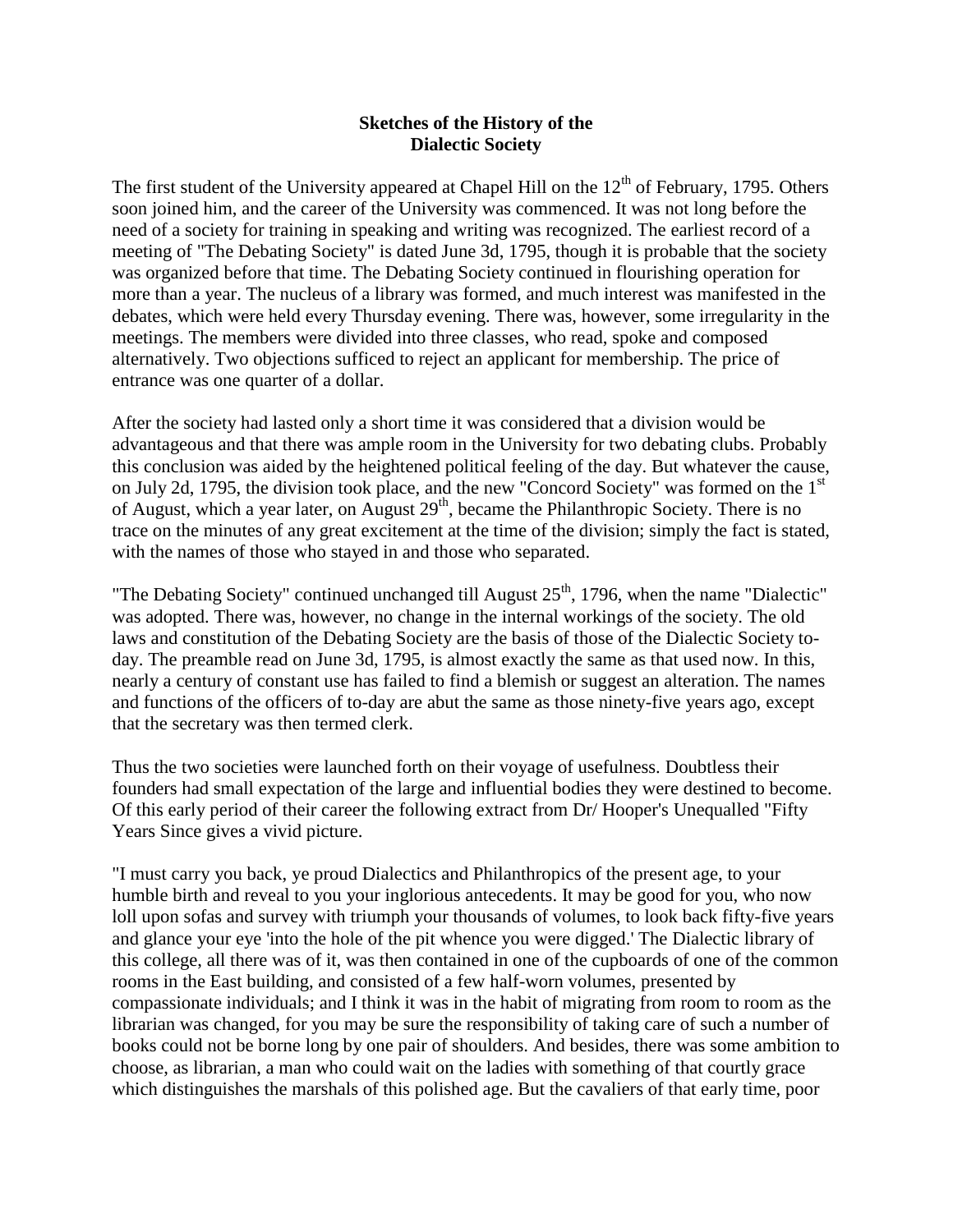# Sketches of the History of the Dialectic Society

The first student of the University appeared at Chapel Hill on the 12th of February, 1795. Others soon joined him, and the career of the University was commenced. It was not long before the need of a society for training in speaking and writing was recognized. The earliest record of a meeting of "The Debating Society" is dated June 3d, 1795, though it is probable that the society was organized before that time. The Debating Society continued in flourishing operation for more than a year. The nucleus of a library was formed, and much interest was manifested in the debates, which were held every Thursday evening. There was, however, some irregularity in the meetings. The members were divided into three classes, who read, spoke and composed alternatively. Two objections sufficed to reject an applicant for membership. The price of entrance was one quarter of a dollar.

After the society had lasted only a short time it was considered that a division would be advantageous and that there was ample room in the University for two debating clubs. Probably this conclusion was aided by the heightened political feeling of the day. But whatever the cause, on July 2d, 1795, the division took place, and the new "Concord Society" was formed on the 1st of August, which a year later, on August 29th, became the Philanthropic Society. There is no trace on the minutes of any great excitement at the time of the division; simply the fact is stated, with the names of those who stayed in and those who separated.

"The Debating Society" continued unchanged till August 25th, 1796, when the name "Dialectic" was adopted. There was, however, no change in the internal workings of the society. The old laws and constitution of the Debating Society are the basis of those of the Dialectic Society to-day. The preamble read on June 3d, 1795, is almost exactly the same as that used now. In this, nearly a century of constant use has failed to find a blemish or suggest an alteration. The names and functions of the officers of to-day are abut the same as those ninety-five years ago, except that the secretary was then termed clerk.

Thus the two societies were launched forth on their voyage of usefulness. Doubtless their founders had small expectation of the large and influential bodies they were destined to become. Of this early period of their career the following extract from Dr/ Hooper's Unequalled "Fifty Years Since gives a vivid picture.

"I must carry you back, ye proud Dialectics and Philanthropics of the present age, to your humble birth and reveal to you your inglorious antecedents. It may be good for you, who now loll upon sofas and survey with triumph your thousands of volumes, to look back fifty-five years and glance your eye 'into the hole of the pit whence you were digged.' The Dialectic library of this college, all there was of it, was then contained in one of the cupboards of one of the common rooms in the East building, and consisted of a few half-worn volumes, presented by compassionate individuals; and I think it was in the habit of migrating from room to room as the librarian was changed, for you may be sure the responsibility of taking care of such a number of books could not be borne long by one pair of shoulders. And besides, there was some ambition to choose, as librarian, a man who could wait on the ladies with something of that courtly grace which distinguishes the marshals of this polished age. But the cavaliers of that early time, poor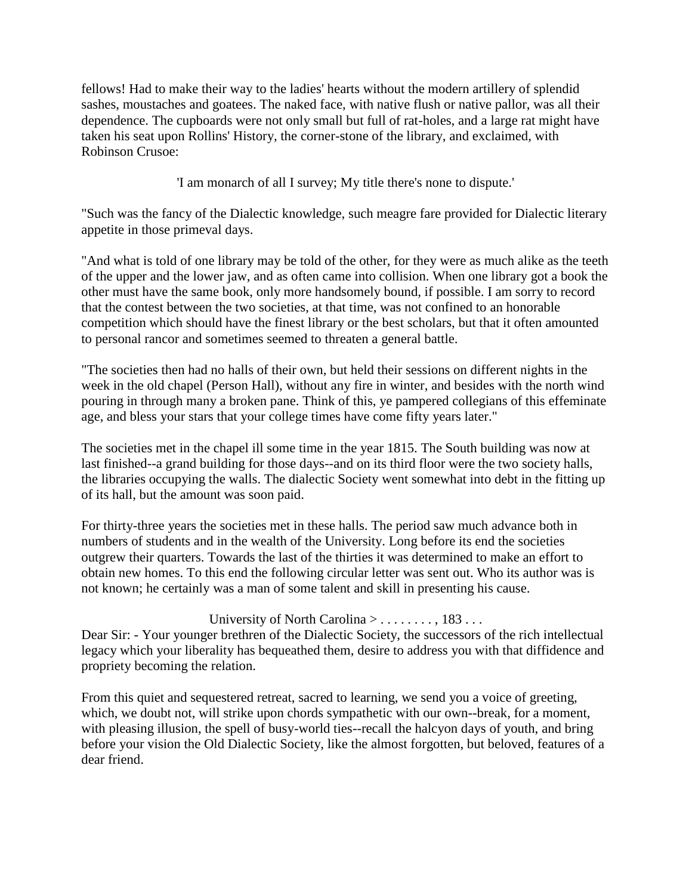fellows! Had to make their way to the ladies' hearts without the modern artillery of splendid sashes, moustaches and goatees. The naked face, with native flush or native pallor, was all their dependence. The cupboards were not only small but full of rat-holes, and a large rat might have taken his seat upon Rollins' History, the corner-stone of the library, and exclaimed, with Robinson Crusoe:

'I am monarch of all I survey; My title there's none to dispute.'

"Such was the fancy of the Dialectic knowledge, such meagre fare provided for Dialectic literary appetite in those primeval days.

"And what is told of one library may be told of the other, for they were as much alike as the teeth of the upper and the lower jaw, and as often came into collision. When one library got a book the other must have the same book, only more handsomely bound, if possible. I am sorry to record that the contest between the two societies, at that time, was not confined to an honorable competition which should have the finest library or the best scholars, but that it often amounted to personal rancor and sometimes seemed to threaten a general battle.

"The societies then had no halls of their own, but held their sessions on different nights in the week in the old chapel (Person Hall), without any fire in winter, and besides with the north wind pouring in through many a broken pane. Think of this, ye pampered collegians of this effeminate age, and bless your stars that your college times have come fifty years later."

The societies met in the chapel ill some time in the year 1815. The South building was now at last finished--a grand building for those days--and on its third floor were the two society halls, the libraries occupying the walls. The dialectic Society went somewhat into debt in the fitting up of its hall, but the amount was soon paid.

For thirty-three years the societies met in these halls. The period saw much advance both in numbers of students and in the wealth of the University. Long before its end the societies outgrew their quarters. Towards the last of the thirties it was determined to make an effort to obtain new homes. To this end the following circular letter was sent out. Who its author was is not known; he certainly was a man of some talent and skill in presenting his cause.

University of North Carolina > . . . . . . . . , 183 . . .

Dear Sir: - Your younger brethren of the Dialectic Society, the successors of the rich intellectual legacy which your liberality has bequeathed them, desire to address you with that diffidence and propriety becoming the relation.

From this quiet and sequestered retreat, sacred to learning, we send you a voice of greeting, which, we doubt not, will strike upon chords sympathetic with our own--break, for a moment, with pleasing illusion, the spell of busy-world ties--recall the halcyon days of youth, and bring before your vision the Old Dialectic Society, like the almost forgotten, but beloved, features of a dear friend.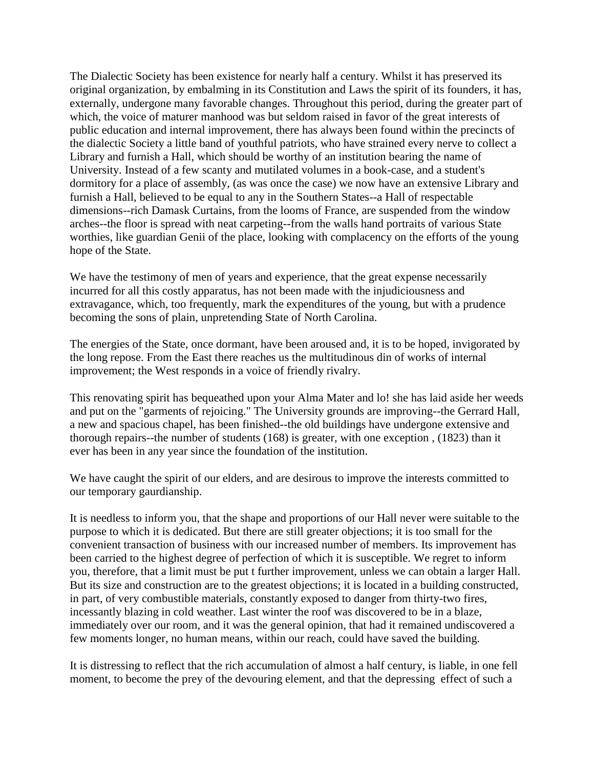The Dialectic Society has been existence for nearly half a century. Whilst it has preserved its original organization, by embalming in its Constitution and Laws the spirit of its founders, it has, externally, undergone many favorable changes. Throughout this period, during the greater part of which, the voice of maturer manhood was but seldom raised in favor of the great interests of public education and internal improvement, there has always been found within the precincts of the dialectic Society a little band of youthful patriots, who have strained every nerve to collect a Library and furnish a Hall, which should be worthy of an institution bearing the name of University. Instead of a few scanty and mutilated volumes in a book-case, and a student's dormitory for a place of assembly, (as was once the case) we now have an extensive Library and furnish a Hall, believed to be equal to any in the Southern States--a Hall of respectable dimensions--rich Damask Curtains, from the looms of France, are suspended from the window arches--the floor is spread with neat carpeting--from the walls hand portraits of various State worthies, like guardian Genii of the place, looking with complacency on the efforts of the young hope of the State.

We have the testimony of men of years and experience, that the great expense necessarily incurred for all this costly apparatus, has not been made with the injudiciousness and extravagance, which, too frequently, mark the expenditures of the young, but with a prudence becoming the sons of plain, unpretending State of North Carolina.

The energies of the State, once dormant, have been aroused and, it is to be hoped, invigorated by the long repose. From the East there reaches us the multitudinous din of works of internal improvement; the West responds in a voice of friendly rivalry.

This renovating spirit has bequeathed upon your Alma Mater and lo! she has laid aside her weeds and put on the "garments of rejoicing." The University grounds are improving--the Gerrard Hall, a new and spacious chapel, has been finished--the old buildings have undergone extensive and thorough repairs--the number of students (168) is greater, with one exception , (1823) than it ever has been in any year since the foundation of the institution.

We have caught the spirit of our elders, and are desirous to improve the interests committed to our temporary gaurdianship.

It is needless to inform you, that the shape and proportions of our Hall never were suitable to the purpose to which it is dedicated. But there are still greater objections; it is too small for the convenient transaction of business with our increased number of members. Its improvement has been carried to the highest degree of perfection of which it is susceptible. We regret to inform you, therefore, that a limit must be put t further improvement, unless we can obtain a larger Hall. But its size and construction are to the greatest objections; it is located in a building constructed, in part, of very combustible materials, constantly exposed to danger from thirty-two fires, incessantly blazing in cold weather. Last winter the roof was discovered to be in a blaze, immediately over our room, and it was the general opinion, that had it remained undiscovered a few moments longer, no human means, within our reach, could have saved the building.

It is distressing to reflect that the rich accumulation of almost a half century, is liable, in one fell moment, to become the prey of the devouring element, and that the depressing effect of such a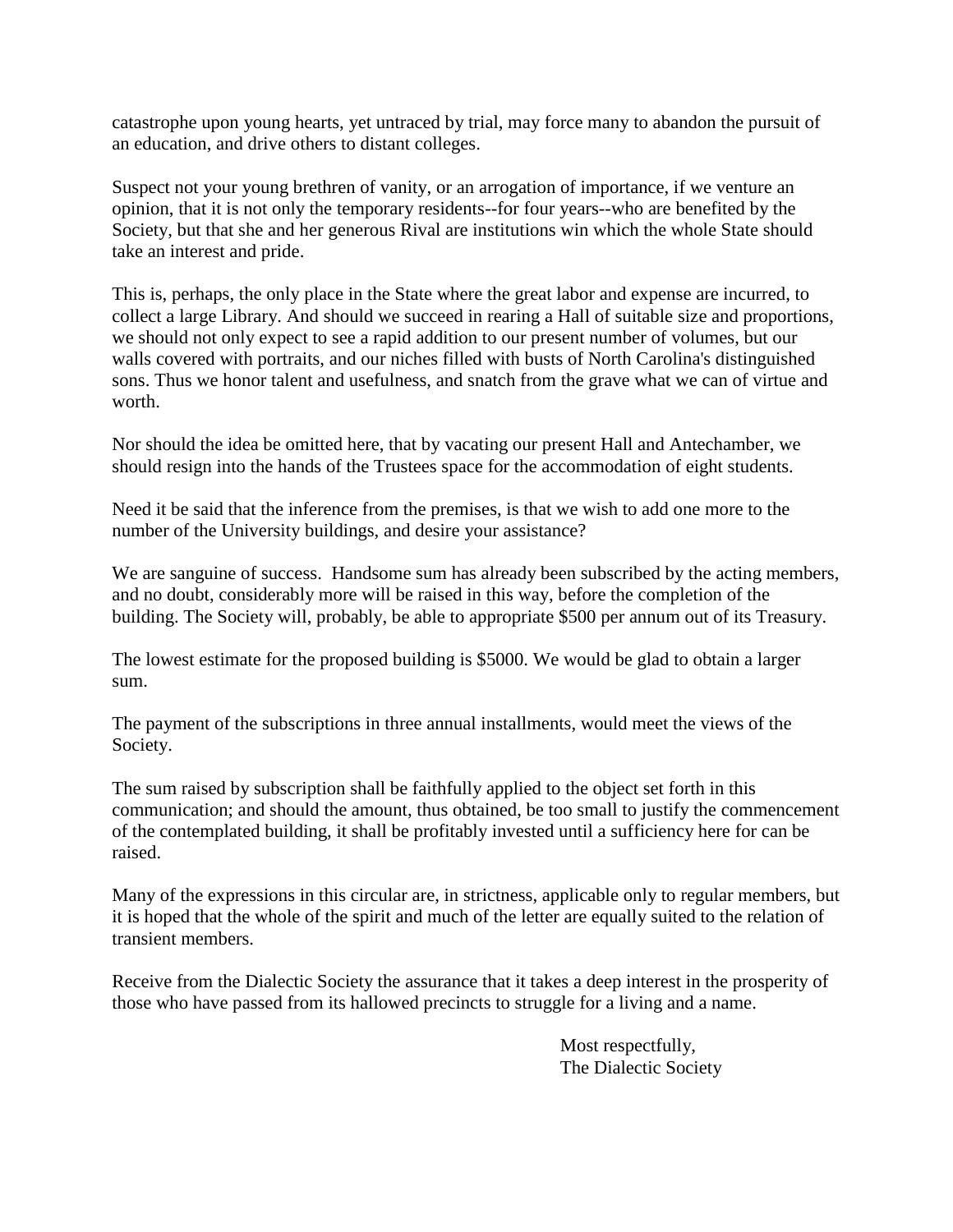catastrophe upon young hearts, yet untraced by trial, may force many to abandon the pursuit of an education, and drive others to distant colleges.

Suspect not your young brethren of vanity, or an arrogation of importance, if we venture an opinion, that it is not only the temporary residents--for four years--who are benefited by the Society, but that she and her generous Rival are institutions win which the whole State should take an interest and pride.

This is, perhaps, the only place in the State where the great labor and expense are incurred, to collect a large Library. And should we succeed in rearing a Hall of suitable size and proportions, we should not only expect to see a rapid addition to our present number of volumes, but our walls covered with portraits, and our niches filled with busts of North Carolina's distinguished sons. Thus we honor talent and usefulness, and snatch from the grave what we can of virtue and worth.

Nor should the idea be omitted here, that by vacating our present Hall and Antechamber, we should resign into the hands of the Trustees space for the accommodation of eight students.

Need it be said that the inference from the premises, is that we wish to add one more to the number of the University buildings, and desire your assistance?

We are sanguine of success. Handsome sum has already been subscribed by the acting members, and no doubt, considerably more will be raised in this way, before the completion of the building. The Society will, probably, be able to appropriate $500 per annum out of its Treasury.

The lowest estimate for the proposed building is $5000. We would be glad to obtain a larger sum.

The payment of the subscriptions in three annual installments, would meet the views of the Society.

The sum raised by subscription shall be faithfully applied to the object set forth in this communication; and should the amount, thus obtained, be too small to justify the commencement of the contemplated building, it shall be profitably invested until a sufficiency here for can be raised.

Many of the expressions in this circular are, in strictness, applicable only to regular members, but it is hoped that the whole of the spirit and much of the letter are equally suited to the relation of transient members.

Receive from the Dialectic Society the assurance that it takes a deep interest in the prosperity of those who have passed from its hallowed precincts to struggle for a living and a name.

Most respectfully,
The Dialectic Society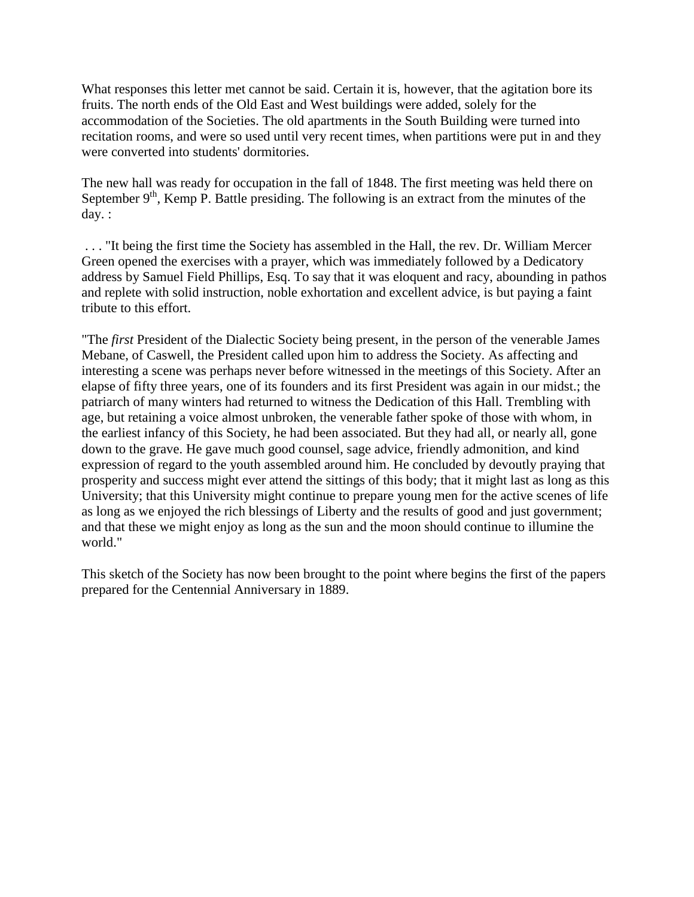What responses this letter met cannot be said. Certain it is, however, that the agitation bore its fruits. The north ends of the Old East and West buildings were added, solely for the accommodation of the Societies. The old apartments in the South Building were turned into recitation rooms, and were so used until very recent times, when partitions were put in and they were converted into students' dormitories.

The new hall was ready for occupation in the fall of 1848. The first meeting was held there on September 9th, Kemp P. Battle presiding. The following is an extract from the minutes of the day. :

. . . "It being the first time the Society has assembled in the Hall, the rev. Dr. William Mercer Green opened the exercises with a prayer, which was immediately followed by a Dedicatory address by Samuel Field Phillips, Esq. To say that it was eloquent and racy, abounding in pathos and replete with solid instruction, noble exhortation and excellent advice, is but paying a faint tribute to this effort.

"The *first* President of the Dialectic Society being present, in the person of the venerable James Mebane, of Caswell, the President called upon him to address the Society. As affecting and interesting a scene was perhaps never before witnessed in the meetings of this Society. After an elapse of fifty three years, one of its founders and its first President was again in our midst.; the patriarch of many winters had returned to witness the Dedication of this Hall. Trembling with age, but retaining a voice almost unbroken, the venerable father spoke of those with whom, in the earliest infancy of this Society, he had been associated. But they had all, or nearly all, gone down to the grave. He gave much good counsel, sage advice, friendly admonition, and kind expression of regard to the youth assembled around him. He concluded by devoutly praying that prosperity and success might ever attend the sittings of this body; that it might last as long as this University; that this University might continue to prepare young men for the active scenes of life as long as we enjoyed the rich blessings of Liberty and the results of good and just government; and that these we might enjoy as long as the sun and the moon should continue to illumine the world."

This sketch of the Society has now been brought to the point where begins the first of the papers prepared for the Centennial Anniversary in 1889.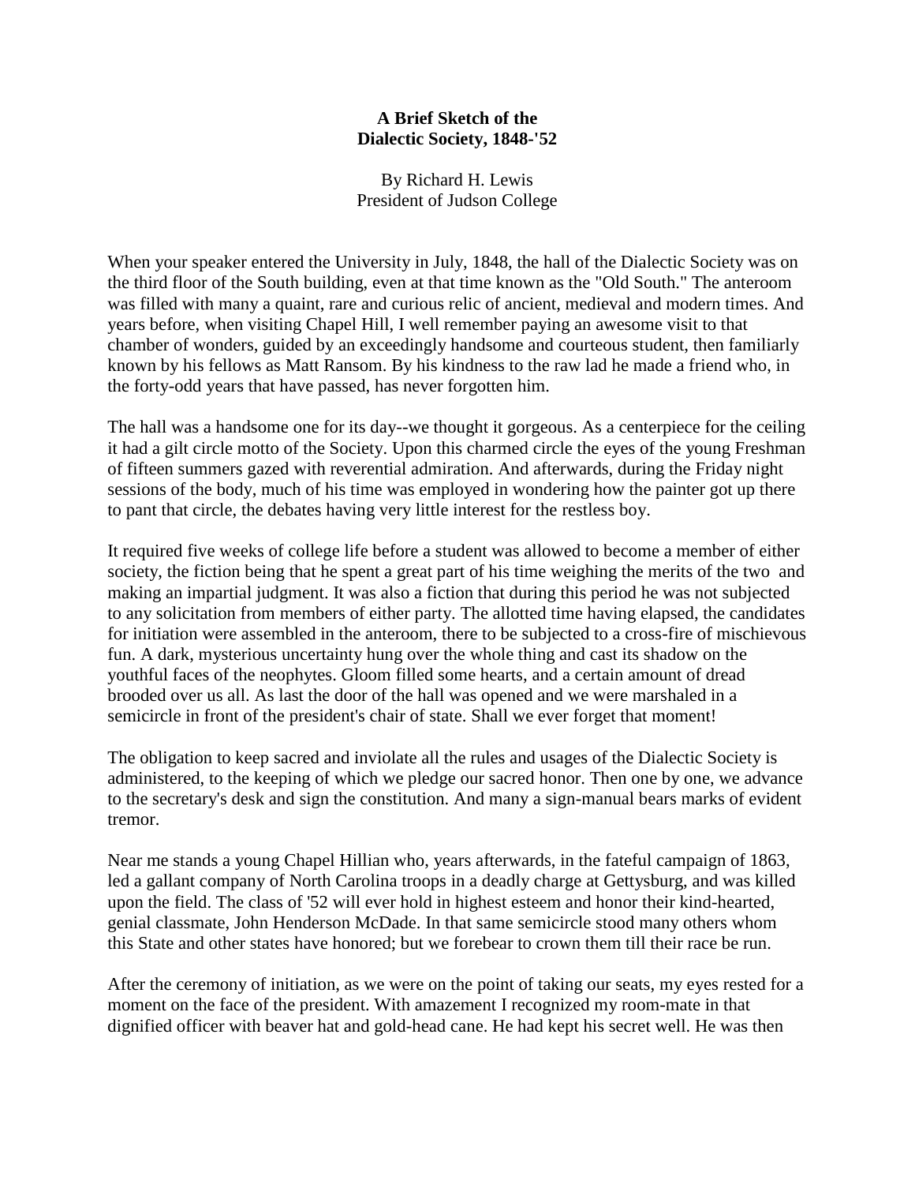**A Brief Sketch of the Dialectic Society, 1848-'52**

By Richard H. Lewis
President of Judson College

When your speaker entered the University in July, 1848, the hall of the Dialectic Society was on the third floor of the South building, even at that time known as the "Old South." The anteroom was filled with many a quaint, rare and curious relic of ancient, medieval and modern times. And years before, when visiting Chapel Hill, I well remember paying an awesome visit to that chamber of wonders, guided by an exceedingly handsome and courteous student, then familiarly known by his fellows as Matt Ransom. By his kindness to the raw lad he made a friend who, in the forty-odd years that have passed, has never forgotten him.

The hall was a handsome one for its day--we thought it gorgeous. As a centerpiece for the ceiling it had a gilt circle motto of the Society. Upon this charmed circle the eyes of the young Freshman of fifteen summers gazed with reverential admiration. And afterwards, during the Friday night sessions of the body, much of his time was employed in wondering how the painter got up there to pant that circle, the debates having very little interest for the restless boy.

It required five weeks of college life before a student was allowed to become a member of either society, the fiction being that he spent a great part of his time weighing the merits of the two and making an impartial judgment. It was also a fiction that during this period he was not subjected to any solicitation from members of either party. The allotted time having elapsed, the candidates for initiation were assembled in the anteroom, there to be subjected to a cross-fire of mischievous fun. A dark, mysterious uncertainty hung over the whole thing and cast its shadow on the youthful faces of the neophytes. Gloom filled some hearts, and a certain amount of dread brooded over us all. As last the door of the hall was opened and we were marshaled in a semicircle in front of the president's chair of state. Shall we ever forget that moment!

The obligation to keep sacred and inviolate all the rules and usages of the Dialectic Society is administered, to the keeping of which we pledge our sacred honor. Then one by one, we advance to the secretary's desk and sign the constitution. And many a sign-manual bears marks of evident tremor.

Near me stands a young Chapel Hillian who, years afterwards, in the fateful campaign of 1863, led a gallant company of North Carolina troops in a deadly charge at Gettysburg, and was killed upon the field. The class of '52 will ever hold in highest esteem and honor their kind-hearted, genial classmate, John Henderson McDade. In that same semicircle stood many others whom this State and other states have honored; but we forebear to crown them till their race be run.

After the ceremony of initiation, as we were on the point of taking our seats, my eyes rested for a moment on the face of the president. With amazement I recognized my room-mate in that dignified officer with beaver hat and gold-head cane. He had kept his secret well. He was then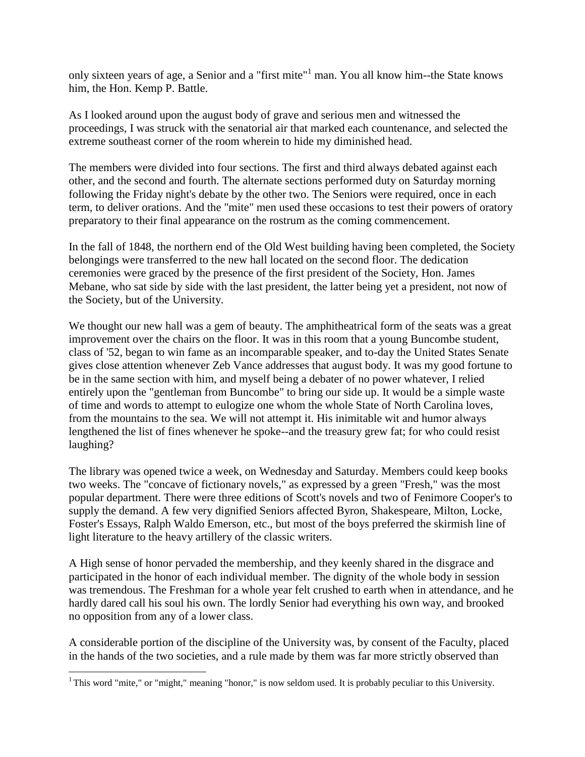only sixteen years of age, a Senior and a "first mite"[1] man. You all know him--the State knows him, the Hon. Kemp P. Battle.

As I looked around upon the august body of grave and serious men and witnessed the proceedings, I was struck with the senatorial air that marked each countenance, and selected the extreme southeast corner of the room wherein to hide my diminished head.

The members were divided into four sections. The first and third always debated against each other, and the second and fourth. The alternate sections performed duty on Saturday morning following the Friday night's debate by the other two. The Seniors were required, once in each term, to deliver orations. And the "mite" men used these occasions to test their powers of oratory preparatory to their final appearance on the rostrum as the coming commencement.

In the fall of 1848, the northern end of the Old West building having been completed, the Society belongings were transferred to the new hall located on the second floor. The dedication ceremonies were graced by the presence of the first president of the Society, Hon. James Mebane, who sat side by side with the last president, the latter being yet a president, not now of the Society, but of the University.

We thought our new hall was a gem of beauty. The amphitheatrical form of the seats was a great improvement over the chairs on the floor. It was in this room that a young Buncombe student, class of '52, began to win fame as an incomparable speaker, and to-day the United States Senate gives close attention whenever Zeb Vance addresses that august body. It was my good fortune to be in the same section with him, and myself being a debater of no power whatever, I relied entirely upon the "gentleman from Buncombe" to bring our side up. It would be a simple waste of time and words to attempt to eulogize one whom the whole State of North Carolina loves, from the mountains to the sea. We will not attempt it. His inimitable wit and humor always lengthened the list of fines whenever he spoke--and the treasury grew fat; for who could resist laughing?

The library was opened twice a week, on Wednesday and Saturday. Members could keep books two weeks. The "concave of fictionary novels," as expressed by a green "Fresh," was the most popular department. There were three editions of Scott's novels and two of Fenimore Cooper's to supply the demand. A few very dignified Seniors affected Byron, Shakespeare, Milton, Locke, Foster's Essays, Ralph Waldo Emerson, etc., but most of the boys preferred the skirmish line of light literature to the heavy artillery of the classic writers.

A High sense of honor pervaded the membership, and they keenly shared in the disgrace and participated in the honor of each individual member. The dignity of the whole body in session was tremendous. The Freshman for a whole year felt crushed to earth when in attendance, and he hardly dared call his soul his own. The lordly Senior had everything his own way, and brooked no opposition from any of a lower class.

A considerable portion of the discipline of the University was, by consent of the Faculty, placed in the hands of the two societies, and a rule made by them was far more strictly observed than

[1] This word "mite," or "might," meaning "honor," is now seldom used. It is probably peculiar to this University.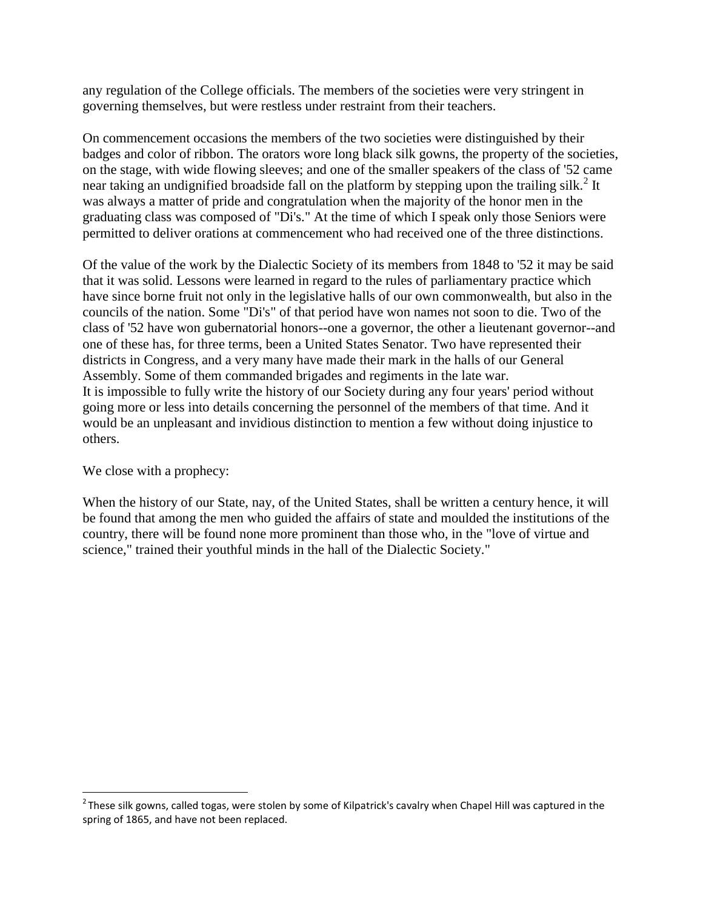any regulation of the College officials. The members of the societies were very stringent in governing themselves, but were restless under restraint from their teachers.

On commencement occasions the members of the two societies were distinguished by their badges and color of ribbon. The orators wore long black silk gowns, the property of the societies, on the stage, with wide flowing sleeves; and one of the smaller speakers of the class of '52 came near taking an undignified broadside fall on the platform by stepping upon the trailing silk.[2] It was always a matter of pride and congratulation when the majority of the honor men in the graduating class was composed of "Di's." At the time of which I speak only those Seniors were permitted to deliver orations at commencement who had received one of the three distinctions.

Of the value of the work by the Dialectic Society of its members from 1848 to '52 it may be said that it was solid. Lessons were learned in regard to the rules of parliamentary practice which have since borne fruit not only in the legislative halls of our own commonwealth, but also in the councils of the nation. Some "Di's" of that period have won names not soon to die. Two of the class of '52 have won gubernatorial honors--one a governor, the other a lieutenant governor--and one of these has, for three terms, been a United States Senator. Two have represented their districts in Congress, and a very many have made their mark in the halls of our General Assembly. Some of them commanded brigades and regiments in the late war.
It is impossible to fully write the history of our Society during any four years' period without going more or less into details concerning the personnel of the members of that time. And it would be an unpleasant and invidious distinction to mention a few without doing injustice to others.

We close with a prophecy:

When the history of our State, nay, of the United States, shall be written a century hence, it will be found that among the men who guided the affairs of state and moulded the institutions of the country, there will be found none more prominent than those who, in the "love of virtue and science," trained their youthful minds in the hall of the Dialectic Society."

---

[2] These silk gowns, called togas, were stolen by some of Kilpatrick's cavalry when Chapel Hill was captured in the spring of 1865, and have not been replaced.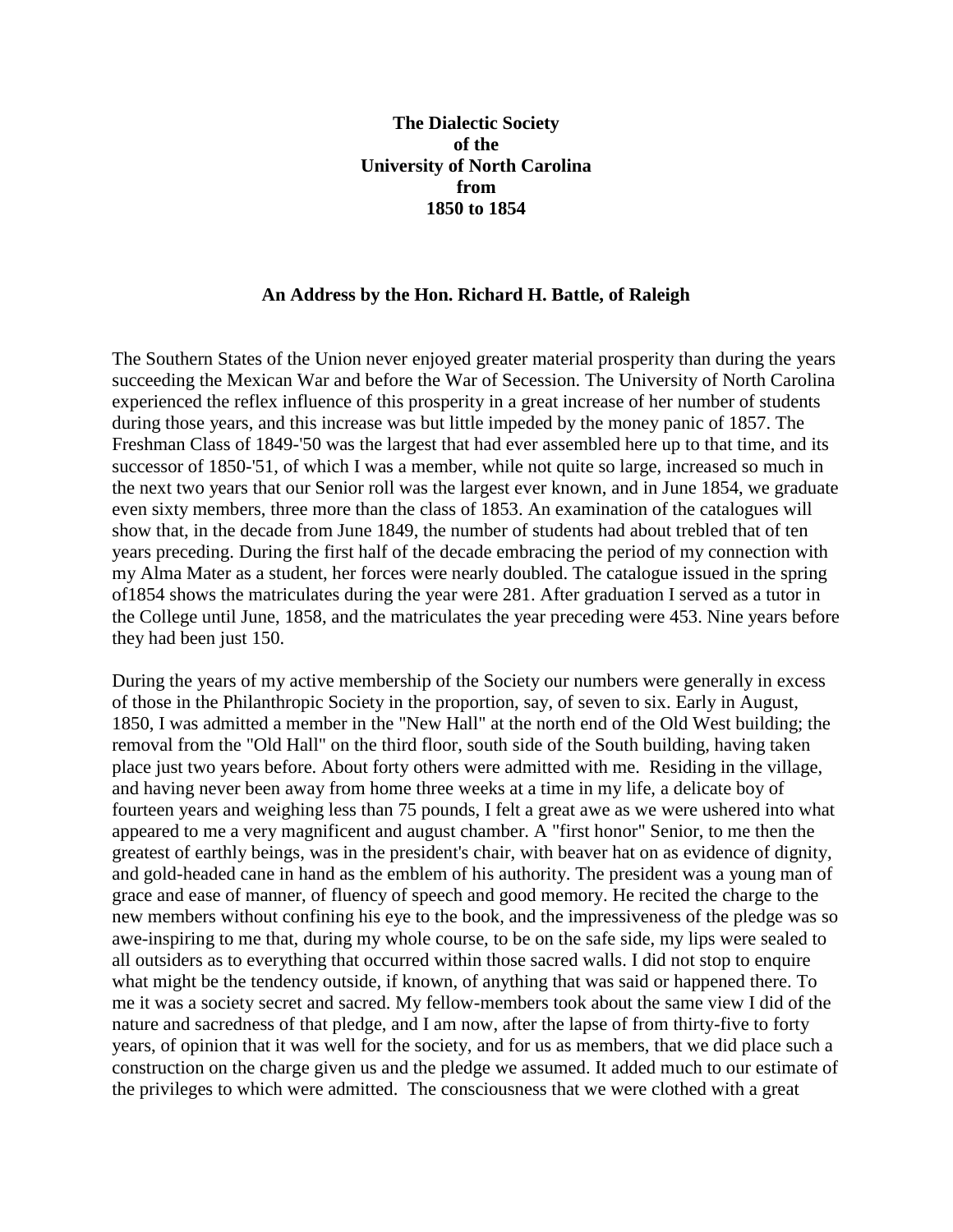**The Dialectic Society of the University of North Carolina from 1850 to 1854**

**An Address by the Hon. Richard H. Battle, of Raleigh**

The Southern States of the Union never enjoyed greater material prosperity than during the years succeeding the Mexican War and before the War of Secession. The University of North Carolina experienced the reflex influence of this prosperity in a great increase of her number of students during those years, and this increase was but little impeded by the money panic of 1857. The Freshman Class of 1849-'50 was the largest that had ever assembled here up to that time, and its successor of 1850-'51, of which I was a member, while not quite so large, increased so much in the next two years that our Senior roll was the largest ever known, and in June 1854, we graduate even sixty members, three more than the class of 1853. An examination of the catalogues will show that, in the decade from June 1849, the number of students had about trebled that of ten years preceding. During the first half of the decade embracing the period of my connection with my Alma Mater as a student, her forces were nearly doubled. The catalogue issued in the spring of1854 shows the matriculates during the year were 281. After graduation I served as a tutor in the College until June, 1858, and the matriculates the year preceding were 453. Nine years before they had been just 150.

During the years of my active membership of the Society our numbers were generally in excess of those in the Philanthropic Society in the proportion, say, of seven to six. Early in August, 1850, I was admitted a member in the "New Hall" at the north end of the Old West building; the removal from the "Old Hall" on the third floor, south side of the South building, having taken place just two years before. About forty others were admitted with me. Residing in the village, and having never been away from home three weeks at a time in my life, a delicate boy of fourteen years and weighing less than 75 pounds, I felt a great awe as we were ushered into what appeared to me a very magnificent and august chamber. A "first honor" Senior, to me then the greatest of earthly beings, was in the president's chair, with beaver hat on as evidence of dignity, and gold-headed cane in hand as the emblem of his authority. The president was a young man of grace and ease of manner, of fluency of speech and good memory. He recited the charge to the new members without confining his eye to the book, and the impressiveness of the pledge was so awe-inspiring to me that, during my whole course, to be on the safe side, my lips were sealed to all outsiders as to everything that occurred within those sacred walls. I did not stop to enquire what might be the tendency outside, if known, of anything that was said or happened there. To me it was a society secret and sacred. My fellow-members took about the same view I did of the nature and sacredness of that pledge, and I am now, after the lapse of from thirty-five to forty years, of opinion that it was well for the society, and for us as members, that we did place such a construction on the charge given us and the pledge we assumed. It added much to our estimate of the privileges to which were admitted. The consciousness that we were clothed with a great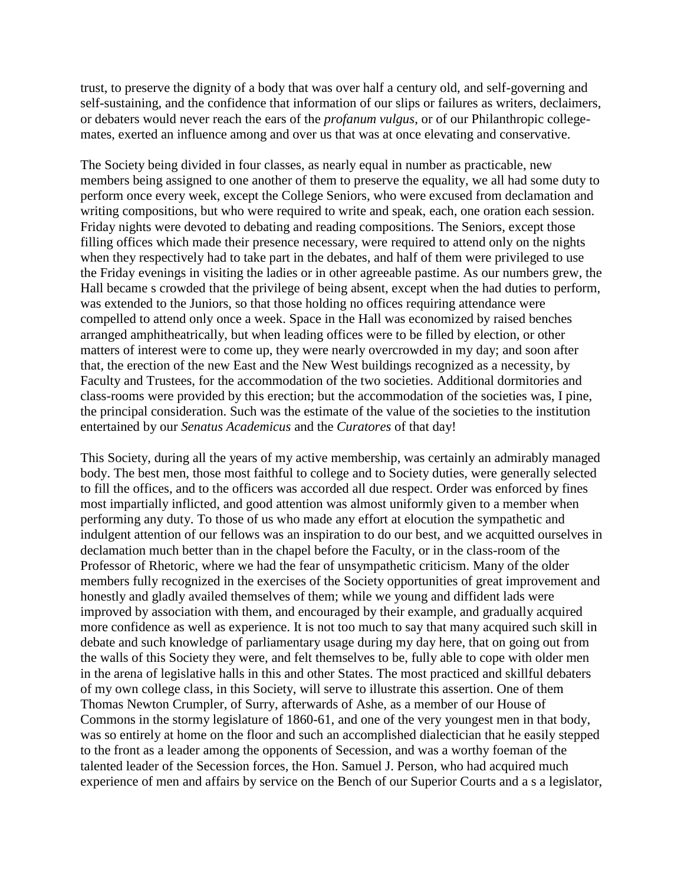trust, to preserve the dignity of a body that was over half a century old, and self-governing and self-sustaining, and the confidence that information of our slips or failures as writers, declaimers, or debaters would never reach the ears of the *profanum vulgus*, or of our Philanthropic college-mates, exerted an influence among and over us that was at once elevating and conservative.

The Society being divided in four classes, as nearly equal in number as practicable, new members being assigned to one another of them to preserve the equality, we all had some duty to perform once every week, except the College Seniors, who were excused from declamation and writing compositions, but who were required to write and speak, each, one oration each session. Friday nights were devoted to debating and reading compositions. The Seniors, except those filling offices which made their presence necessary, were required to attend only on the nights when they respectively had to take part in the debates, and half of them were privileged to use the Friday evenings in visiting the ladies or in other agreeable pastime. As our numbers grew, the Hall became s crowded that the privilege of being absent, except when the had duties to perform, was extended to the Juniors, so that those holding no offices requiring attendance were compelled to attend only once a week. Space in the Hall was economized by raised benches arranged amphitheatrically, but when leading offices were to be filled by election, or other matters of interest were to come up, they were nearly overcrowded in my day; and soon after that, the erection of the new East and the New West buildings recognized as a necessity, by Faculty and Trustees, for the accommodation of the two societies. Additional dormitories and class-rooms were provided by this erection; but the accommodation of the societies was, I pine, the principal consideration. Such was the estimate of the value of the societies to the institution entertained by our *Senatus Academicus* and the *Curatores* of that day!

This Society, during all the years of my active membership, was certainly an admirably managed body. The best men, those most faithful to college and to Society duties, were generally selected to fill the offices, and to the officers was accorded all due respect. Order was enforced by fines most impartially inflicted, and good attention was almost uniformly given to a member when performing any duty. To those of us who made any effort at elocution the sympathetic and indulgent attention of our fellows was an inspiration to do our best, and we acquitted ourselves in declamation much better than in the chapel before the Faculty, or in the class-room of the Professor of Rhetoric, where we had the fear of unsympathetic criticism. Many of the older members fully recognized in the exercises of the Society opportunities of great improvement and honestly and gladly availed themselves of them; while we young and diffident lads were improved by association with them, and encouraged by their example, and gradually acquired more confidence as well as experience. It is not too much to say that many acquired such skill in debate and such knowledge of parliamentary usage during my day here, that on going out from the walls of this Society they were, and felt themselves to be, fully able to cope with older men in the arena of legislative halls in this and other States. The most practiced and skillful debaters of my own college class, in this Society, will serve to illustrate this assertion. One of them Thomas Newton Crumpler, of Surry, afterwards of Ashe, as a member of our House of Commons in the stormy legislature of 1860-61, and one of the very youngest men in that body, was so entirely at home on the floor and such an accomplished dialectician that he easily stepped to the front as a leader among the opponents of Secession, and was a worthy foeman of the talented leader of the Secession forces, the Hon. Samuel J. Person, who had acquired much experience of men and affairs by service on the Bench of our Superior Courts and a s a legislator,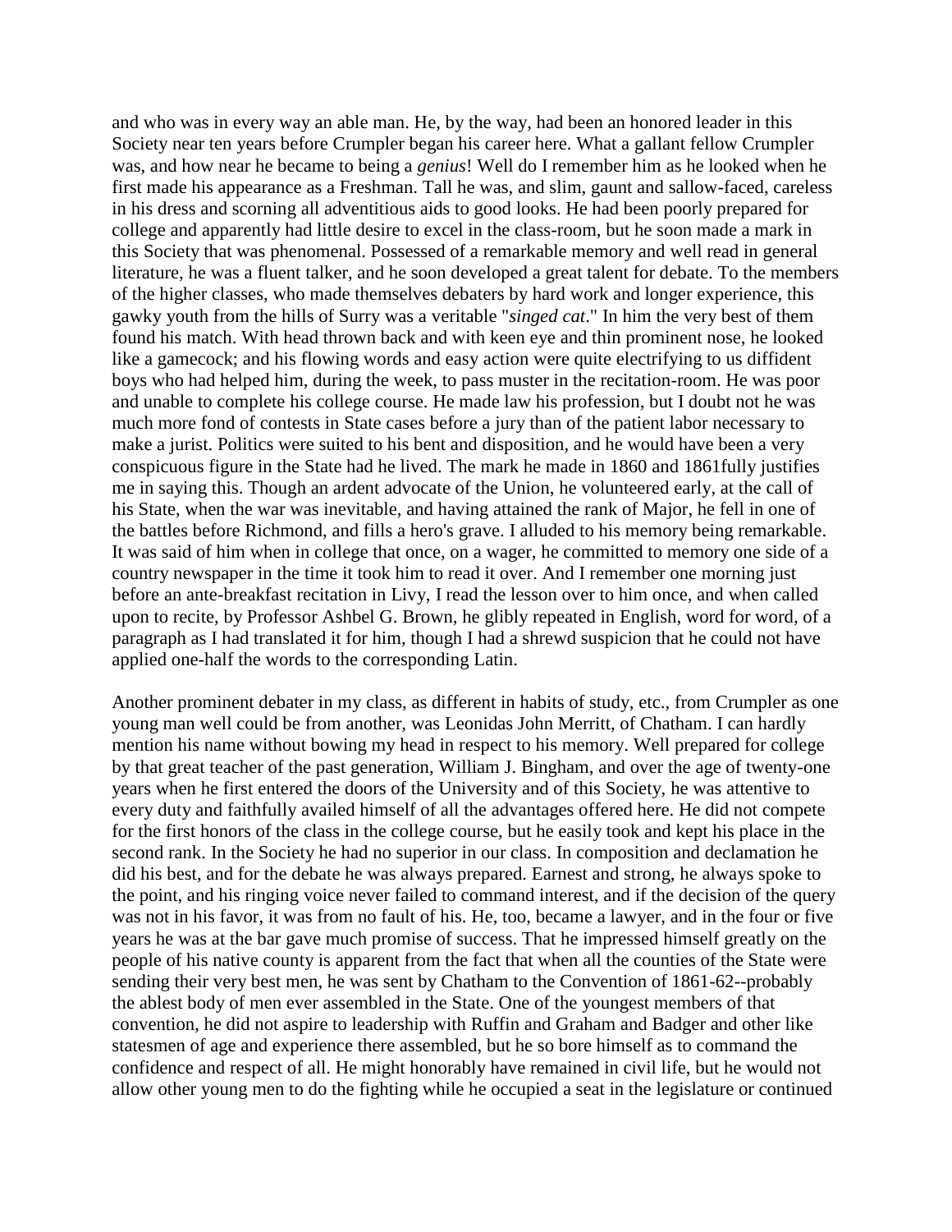and who was in every way an able man. He, by the way, had been an honored leader in this Society near ten years before Crumpler began his career here. What a gallant fellow Crumpler was, and how near he became to being a *genius*! Well do I remember him as he looked when he first made his appearance as a Freshman. Tall he was, and slim, gaunt and sallow-faced, careless in his dress and scorning all adventitious aids to good looks. He had been poorly prepared for college and apparently had little desire to excel in the class-room, but he soon made a mark in this Society that was phenomenal. Possessed of a remarkable memory and well read in general literature, he was a fluent talker, and he soon developed a great talent for debate. To the members of the higher classes, who made themselves debaters by hard work and longer experience, this gawky youth from the hills of Surry was a veritable "*singed cat*." In him the very best of them found his match. With head thrown back and with keen eye and thin prominent nose, he looked like a gamecock; and his flowing words and easy action were quite electrifying to us diffident boys who had helped him, during the week, to pass muster in the recitation-room. He was poor and unable to complete his college course. He made law his profession, but I doubt not he was much more fond of contests in State cases before a jury than of the patient labor necessary to make a jurist. Politics were suited to his bent and disposition, and he would have been a very conspicuous figure in the State had he lived. The mark he made in 1860 and 1861fully justifies me in saying this. Though an ardent advocate of the Union, he volunteered early, at the call of his State, when the war was inevitable, and having attained the rank of Major, he fell in one of the battles before Richmond, and fills a hero's grave. I alluded to his memory being remarkable. It was said of him when in college that once, on a wager, he committed to memory one side of a country newspaper in the time it took him to read it over. And I remember one morning just before an ante-breakfast recitation in Livy, I read the lesson over to him once, and when called upon to recite, by Professor Ashbel G. Brown, he glibly repeated in English, word for word, of a paragraph as I had translated it for him, though I had a shrewd suspicion that he could not have applied one-half the words to the corresponding Latin.

Another prominent debater in my class, as different in habits of study, etc., from Crumpler as one young man well could be from another, was Leonidas John Merritt, of Chatham. I can hardly mention his name without bowing my head in respect to his memory. Well prepared for college by that great teacher of the past generation, William J. Bingham, and over the age of twenty-one years when he first entered the doors of the University and of this Society, he was attentive to every duty and faithfully availed himself of all the advantages offered here. He did not compete for the first honors of the class in the college course, but he easily took and kept his place in the second rank. In the Society he had no superior in our class. In composition and declamation he did his best, and for the debate he was always prepared. Earnest and strong, he always spoke to the point, and his ringing voice never failed to command interest, and if the decision of the query was not in his favor, it was from no fault of his. He, too, became a lawyer, and in the four or five years he was at the bar gave much promise of success. That he impressed himself greatly on the people of his native county is apparent from the fact that when all the counties of the State were sending their very best men, he was sent by Chatham to the Convention of 1861-62--probably the ablest body of men ever assembled in the State. One of the youngest members of that convention, he did not aspire to leadership with Ruffin and Graham and Badger and other like statesmen of age and experience there assembled, but he so bore himself as to command the confidence and respect of all. He might honorably have remained in civil life, but he would not allow other young men to do the fighting while he occupied a seat in the legislature or continued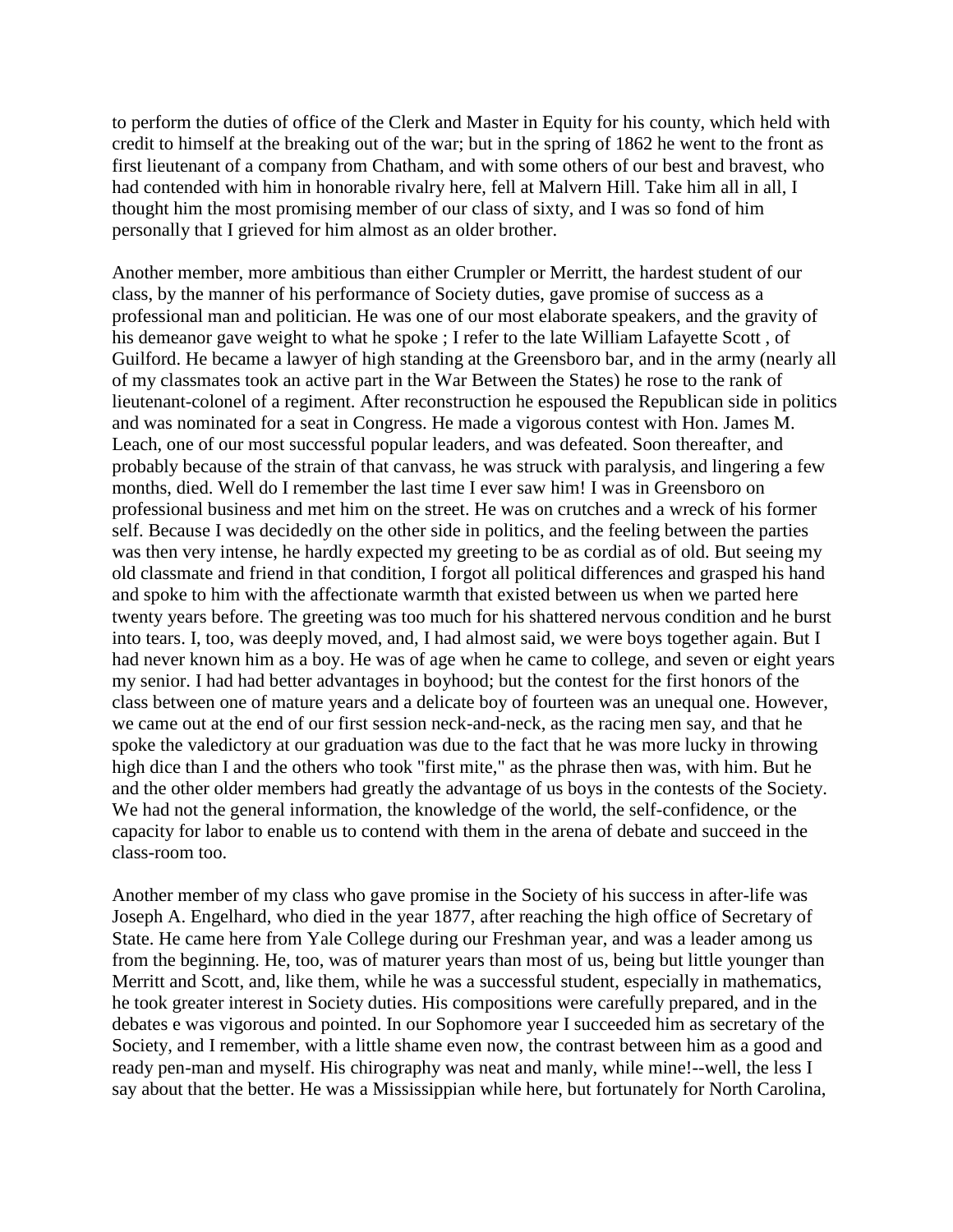to perform the duties of office of the Clerk and Master in Equity for his county, which held with credit to himself at the breaking out of the war; but in the spring of 1862 he went to the front as first lieutenant of a company from Chatham, and with some others of our best and bravest, who had contended with him in honorable rivalry here, fell at Malvern Hill. Take him all in all, I thought him the most promising member of our class of sixty, and I was so fond of him personally that I grieved for him almost as an older brother.

Another member, more ambitious than either Crumpler or Merritt, the hardest student of our class, by the manner of his performance of Society duties, gave promise of success as a professional man and politician. He was one of our most elaborate speakers, and the gravity of his demeanor gave weight to what he spoke ; I refer to the late William Lafayette Scott , of Guilford. He became a lawyer of high standing at the Greensboro bar, and in the army (nearly all of my classmates took an active part in the War Between the States) he rose to the rank of lieutenant-colonel of a regiment. After reconstruction he espoused the Republican side in politics and was nominated for a seat in Congress. He made a vigorous contest with Hon. James M. Leach, one of our most successful popular leaders, and was defeated. Soon thereafter, and probably because of the strain of that canvass, he was struck with paralysis, and lingering a few months, died. Well do I remember the last time I ever saw him! I was in Greensboro on professional business and met him on the street. He was on crutches and a wreck of his former self. Because I was decidedly on the other side in politics, and the feeling between the parties was then very intense, he hardly expected my greeting to be as cordial as of old. But seeing my old classmate and friend in that condition, I forgot all political differences and grasped his hand and spoke to him with the affectionate warmth that existed between us when we parted here twenty years before. The greeting was too much for his shattered nervous condition and he burst into tears. I, too, was deeply moved, and, I had almost said, we were boys together again. But I had never known him as a boy. He was of age when he came to college, and seven or eight years my senior. I had had better advantages in boyhood; but the contest for the first honors of the class between one of mature years and a delicate boy of fourteen was an unequal one. However, we came out at the end of our first session neck-and-neck, as the racing men say, and that he spoke the valedictory at our graduation was due to the fact that he was more lucky in throwing high dice than I and the others who took "first mite," as the phrase then was, with him. But he and the other older members had greatly the advantage of us boys in the contests of the Society. We had not the general information, the knowledge of the world, the self-confidence, or the capacity for labor to enable us to contend with them in the arena of debate and succeed in the class-room too.

Another member of my class who gave promise in the Society of his success in after-life was Joseph A. Engelhard, who died in the year 1877, after reaching the high office of Secretary of State. He came here from Yale College during our Freshman year, and was a leader among us from the beginning. He, too, was of maturer years than most of us, being but little younger than Merritt and Scott, and, like them, while he was a successful student, especially in mathematics, he took greater interest in Society duties. His compositions were carefully prepared, and in the debates e was vigorous and pointed. In our Sophomore year I succeeded him as secretary of the Society, and I remember, with a little shame even now, the contrast between him as a good and ready pen-man and myself. His chirography was neat and manly, while mine!--well, the less I say about that the better. He was a Mississippian while here, but fortunately for North Carolina,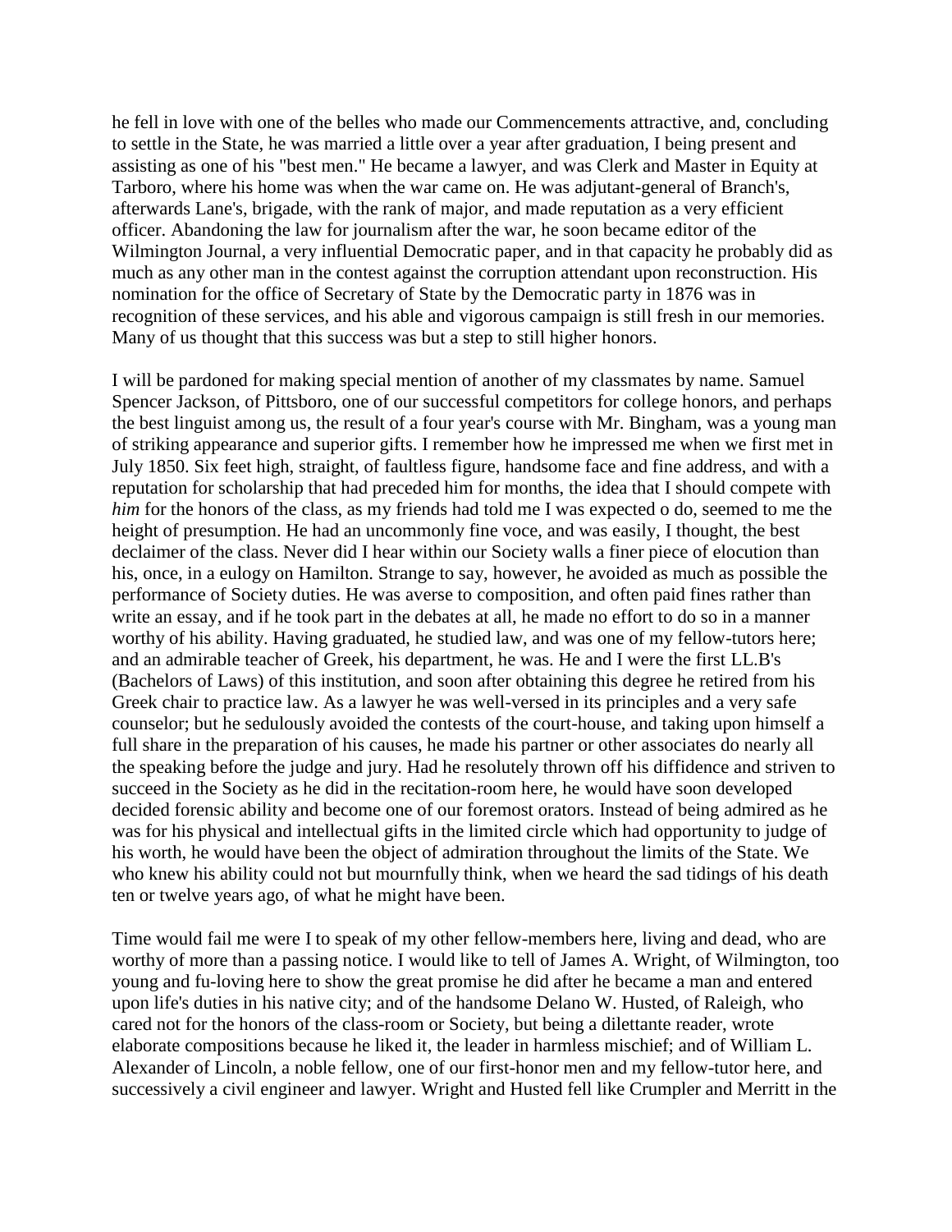he fell in love with one of the belles who made our Commencements attractive, and, concluding to settle in the State, he was married a little over a year after graduation, I being present and assisting as one of his "best men." He became a lawyer, and was Clerk and Master in Equity at Tarboro, where his home was when the war came on. He was adjutant-general of Branch's, afterwards Lane's, brigade, with the rank of major, and made reputation as a very efficient officer. Abandoning the law for journalism after the war, he soon became editor of the Wilmington Journal, a very influential Democratic paper, and in that capacity he probably did as much as any other man in the contest against the corruption attendant upon reconstruction. His nomination for the office of Secretary of State by the Democratic party in 1876 was in recognition of these services, and his able and vigorous campaign is still fresh in our memories. Many of us thought that this success was but a step to still higher honors.

I will be pardoned for making special mention of another of my classmates by name. Samuel Spencer Jackson, of Pittsboro, one of our successful competitors for college honors, and perhaps the best linguist among us, the result of a four year's course with Mr. Bingham, was a young man of striking appearance and superior gifts. I remember how he impressed me when we first met in July 1850. Six feet high, straight, of faultless figure, handsome face and fine address, and with a reputation for scholarship that had preceded him for months, the idea that I should compete with *him* for the honors of the class, as my friends had told me I was expected o do, seemed to me the height of presumption. He had an uncommonly fine voce, and was easily, I thought, the best declaimer of the class. Never did I hear within our Society walls a finer piece of elocution than his, once, in a eulogy on Hamilton. Strange to say, however, he avoided as much as possible the performance of Society duties. He was averse to composition, and often paid fines rather than write an essay, and if he took part in the debates at all, he made no effort to do so in a manner worthy of his ability. Having graduated, he studied law, and was one of my fellow-tutors here; and an admirable teacher of Greek, his department, he was. He and I were the first LL.B's (Bachelors of Laws) of this institution, and soon after obtaining this degree he retired from his Greek chair to practice law. As a lawyer he was well-versed in its principles and a very safe counselor; but he sedulously avoided the contests of the court-house, and taking upon himself a full share in the preparation of his causes, he made his partner or other associates do nearly all the speaking before the judge and jury. Had he resolutely thrown off his diffidence and striven to succeed in the Society as he did in the recitation-room here, he would have soon developed decided forensic ability and become one of our foremost orators. Instead of being admired as he was for his physical and intellectual gifts in the limited circle which had opportunity to judge of his worth, he would have been the object of admiration throughout the limits of the State. We who knew his ability could not but mournfully think, when we heard the sad tidings of his death ten or twelve years ago, of what he might have been.

Time would fail me were I to speak of my other fellow-members here, living and dead, who are worthy of more than a passing notice. I would like to tell of James A. Wright, of Wilmington, too young and fu-loving here to show the great promise he did after he became a man and entered upon life's duties in his native city; and of the handsome Delano W. Husted, of Raleigh, who cared not for the honors of the class-room or Society, but being a dilettante reader, wrote elaborate compositions because he liked it, the leader in harmless mischief; and of William L. Alexander of Lincoln, a noble fellow, one of our first-honor men and my fellow-tutor here, and successively a civil engineer and lawyer. Wright and Husted fell like Crumpler and Merritt in the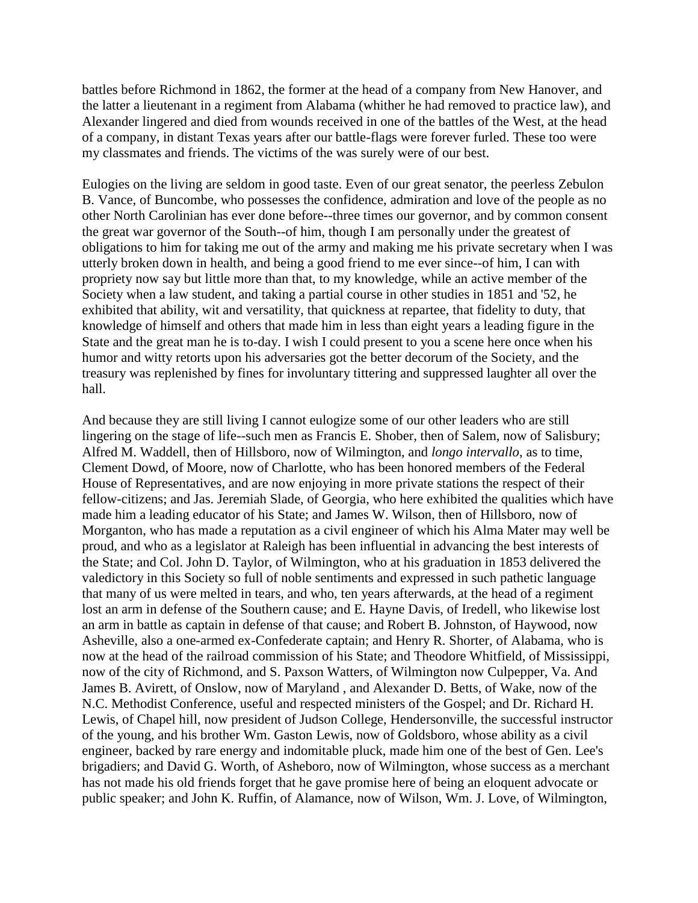battles before Richmond in 1862, the former at the head of a company from New Hanover, and the latter a lieutenant in a regiment from Alabama (whither he had removed to practice law), and Alexander lingered and died from wounds received in one of the battles of the West, at the head of a company, in distant Texas years after our battle-flags were forever furled. These too were my classmates and friends. The victims of the was surely were of our best.

Eulogies on the living are seldom in good taste. Even of our great senator, the peerless Zebulon B. Vance, of Buncombe, who possesses the confidence, admiration and love of the people as no other North Carolinian has ever done before--three times our governor, and by common consent the great war governor of the South--of him, though I am personally under the greatest of obligations to him for taking me out of the army and making me his private secretary when I was utterly broken down in health, and being a good friend to me ever since--of him, I can with propriety now say but little more than that, to my knowledge, while an active member of the Society when a law student, and taking a partial course in other studies in 1851 and '52, he exhibited that ability, wit and versatility, that quickness at repartee, that fidelity to duty, that knowledge of himself and others that made him in less than eight years a leading figure in the State and the great man he is to-day. I wish I could present to you a scene here once when his humor and witty retorts upon his adversaries got the better decorum of the Society, and the treasury was replenished by fines for involuntary tittering and suppressed laughter all over the hall.

And because they are still living I cannot eulogize some of our other leaders who are still lingering on the stage of life--such men as Francis E. Shober, then of Salem, now of Salisbury; Alfred M. Waddell, then of Hillsboro, now of Wilmington, and *longo intervallo*, as to time, Clement Dowd, of Moore, now of Charlotte, who has been honored members of the Federal House of Representatives, and are now enjoying in more private stations the respect of their fellow-citizens; and Jas. Jeremiah Slade, of Georgia, who here exhibited the qualities which have made him a leading educator of his State; and James W. Wilson, then of Hillsboro, now of Morganton, who has made a reputation as a civil engineer of which his Alma Mater may well be proud, and who as a legislator at Raleigh has been influential in advancing the best interests of the State; and Col. John D. Taylor, of Wilmington, who at his graduation in 1853 delivered the valedictory in this Society so full of noble sentiments and expressed in such pathetic language that many of us were melted in tears, and who, ten years afterwards, at the head of a regiment lost an arm in defense of the Southern cause; and E. Hayne Davis, of Iredell, who likewise lost an arm in battle as captain in defense of that cause; and Robert B. Johnston, of Haywood, now Asheville, also a one-armed ex-Confederate captain; and Henry R. Shorter, of Alabama, who is now at the head of the railroad commission of his State; and Theodore Whitfield, of Mississippi, now of the city of Richmond, and S. Paxson Watters, of Wilmington now Culpepper, Va. And James B. Avirett, of Onslow, now of Maryland , and Alexander D. Betts, of Wake, now of the N.C. Methodist Conference, useful and respected ministers of the Gospel; and Dr. Richard H. Lewis, of Chapel hill, now president of Judson College, Hendersonville, the successful instructor of the young, and his brother Wm. Gaston Lewis, now of Goldsboro, whose ability as a civil engineer, backed by rare energy and indomitable pluck, made him one of the best of Gen. Lee's brigadiers; and David G. Worth, of Asheboro, now of Wilmington, whose success as a merchant has not made his old friends forget that he gave promise here of being an eloquent advocate or public speaker; and John K. Ruffin, of Alamance, now of Wilson, Wm. J. Love, of Wilmington,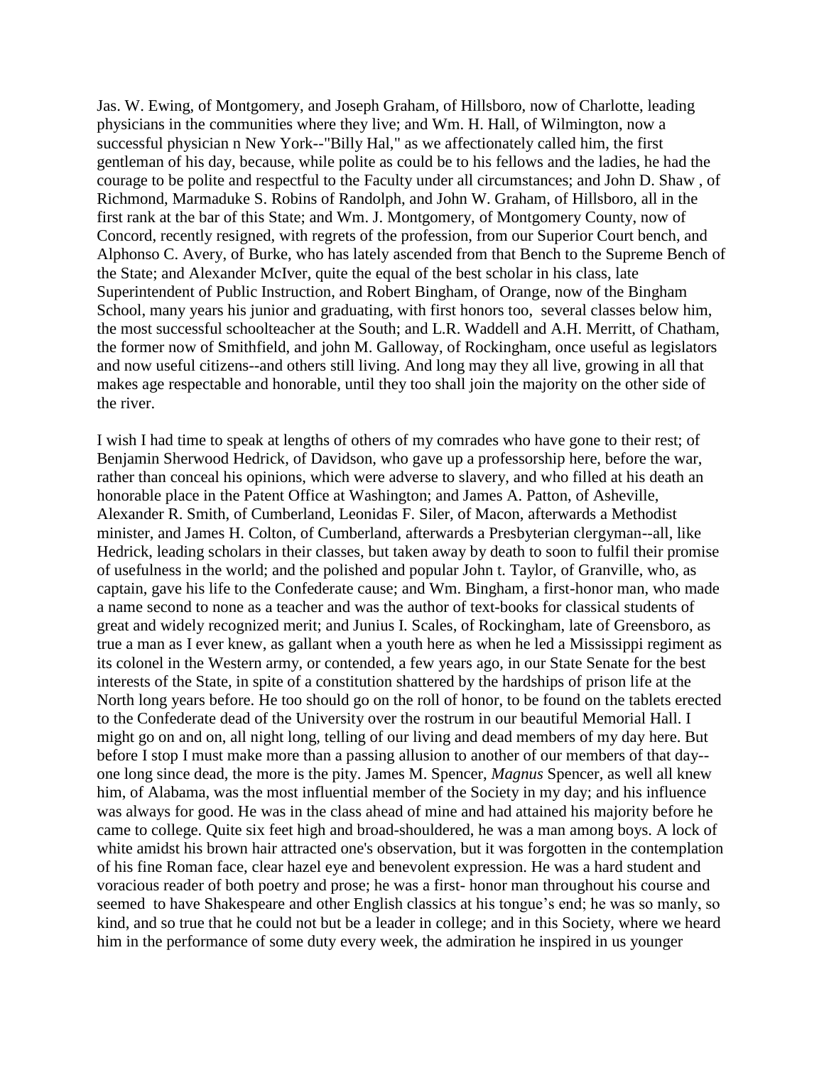Jas. W. Ewing, of Montgomery, and Joseph Graham, of Hillsboro, now of Charlotte, leading physicians in the communities where they live; and Wm. H. Hall, of Wilmington, now a successful physician n New York--"Billy Hal," as we affectionately called him, the first gentleman of his day, because, while polite as could be to his fellows and the ladies, he had the courage to be polite and respectful to the Faculty under all circumstances; and John D. Shaw , of Richmond, Marmaduke S. Robins of Randolph, and John W. Graham, of Hillsboro, all in the first rank at the bar of this State; and Wm. J. Montgomery, of Montgomery County, now of Concord, recently resigned, with regrets of the profession, from our Superior Court bench, and Alphonso C. Avery, of Burke, who has lately ascended from that Bench to the Supreme Bench of the State; and Alexander McIver, quite the equal of the best scholar in his class, late Superintendent of Public Instruction, and Robert Bingham, of Orange, now of the Bingham School, many years his junior and graduating, with first honors too, several classes below him, the most successful schoolteacher at the South; and L.R. Waddell and A.H. Merritt, of Chatham, the former now of Smithfield, and john M. Galloway, of Rockingham, once useful as legislators and now useful citizens--and others still living. And long may they all live, growing in all that makes age respectable and honorable, until they too shall join the majority on the other side of the river.

I wish I had time to speak at lengths of others of my comrades who have gone to their rest; of Benjamin Sherwood Hedrick, of Davidson, who gave up a professorship here, before the war, rather than conceal his opinions, which were adverse to slavery, and who filled at his death an honorable place in the Patent Office at Washington; and James A. Patton, of Asheville, Alexander R. Smith, of Cumberland, Leonidas F. Siler, of Macon, afterwards a Methodist minister, and James H. Colton, of Cumberland, afterwards a Presbyterian clergyman--all, like Hedrick, leading scholars in their classes, but taken away by death to soon to fulfil their promise of usefulness in the world; and the polished and popular John t. Taylor, of Granville, who, as captain, gave his life to the Confederate cause; and Wm. Bingham, a first-honor man, who made a name second to none as a teacher and was the author of text-books for classical students of great and widely recognized merit; and Junius I. Scales, of Rockingham, late of Greensboro, as true a man as I ever knew, as gallant when a youth here as when he led a Mississippi regiment as its colonel in the Western army, or contended, a few years ago, in our State Senate for the best interests of the State, in spite of a constitution shattered by the hardships of prison life at the North long years before. He too should go on the roll of honor, to be found on the tablets erected to the Confederate dead of the University over the rostrum in our beautiful Memorial Hall. I might go on and on, all night long, telling of our living and dead members of my day here. But before I stop I must make more than a passing allusion to another of our members of that day--one long since dead, the more is the pity. James M. Spencer, *Magnus* Spencer, as well all knew him, of Alabama, was the most influential member of the Society in my day; and his influence was always for good. He was in the class ahead of mine and had attained his majority before he came to college. Quite six feet high and broad-shouldered, he was a man among boys. A lock of white amidst his brown hair attracted one's observation, but it was forgotten in the contemplation of his fine Roman face, clear hazel eye and benevolent expression. He was a hard student and voracious reader of both poetry and prose; he was a first- honor man throughout his course and seemed to have Shakespeare and other English classics at his tongue's end; he was so manly, so kind, and so true that he could not but be a leader in college; and in this Society, where we heard him in the performance of some duty every week, the admiration he inspired in us younger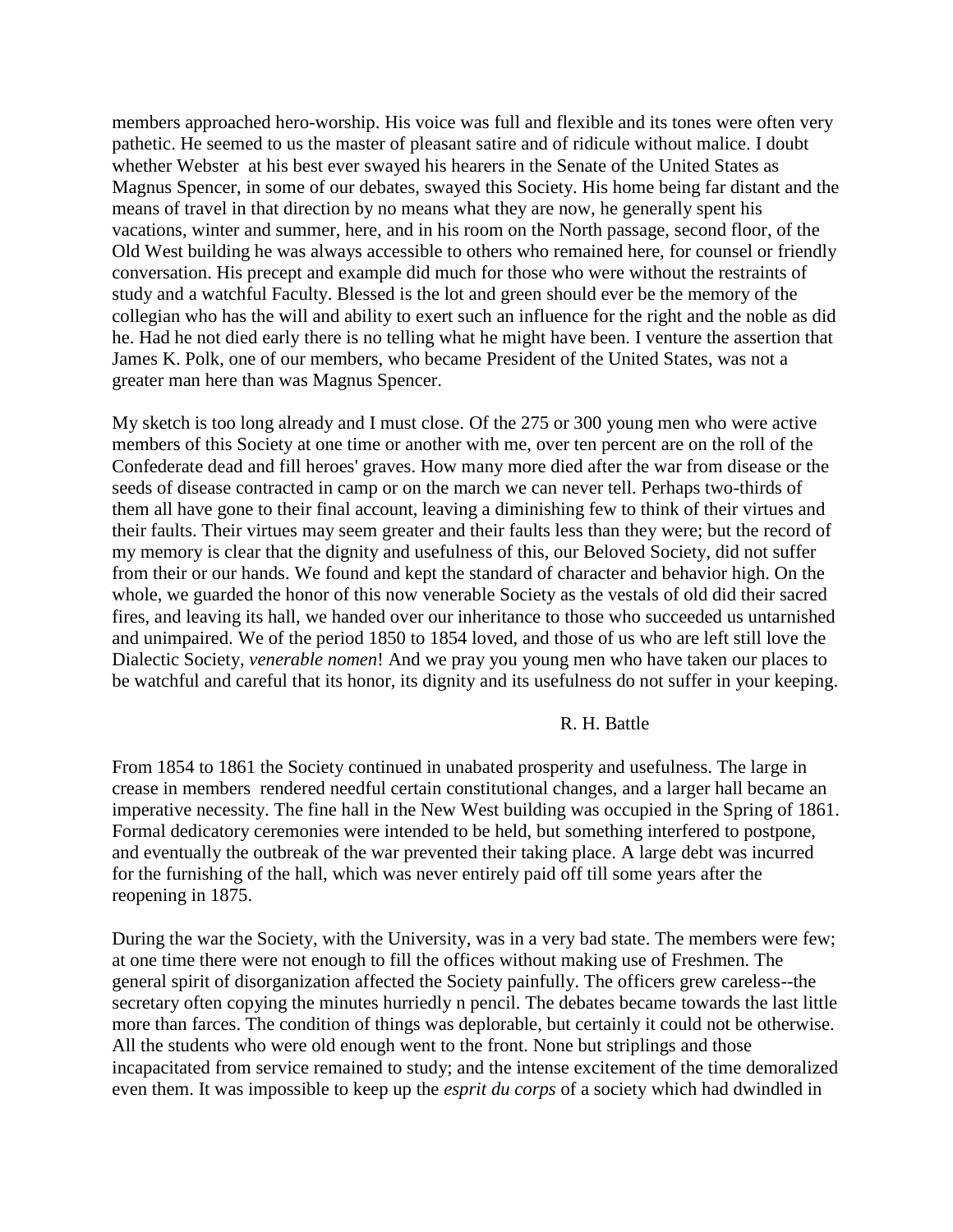members approached hero-worship. His voice was full and flexible and its tones were often very pathetic. He seemed to us the master of pleasant satire and of ridicule without malice. I doubt whether Webster at his best ever swayed his hearers in the Senate of the United States as Magnus Spencer, in some of our debates, swayed this Society. His home being far distant and the means of travel in that direction by no means what they are now, he generally spent his vacations, winter and summer, here, and in his room on the North passage, second floor, of the Old West building he was always accessible to others who remained here, for counsel or friendly conversation. His precept and example did much for those who were without the restraints of study and a watchful Faculty. Blessed is the lot and green should ever be the memory of the collegian who has the will and ability to exert such an influence for the right and the noble as did he. Had he not died early there is no telling what he might have been. I venture the assertion that James K. Polk, one of our members, who became President of the United States, was not a greater man here than was Magnus Spencer.

My sketch is too long already and I must close. Of the 275 or 300 young men who were active members of this Society at one time or another with me, over ten percent are on the roll of the Confederate dead and fill heroes' graves. How many more died after the war from disease or the seeds of disease contracted in camp or on the march we can never tell. Perhaps two-thirds of them all have gone to their final account, leaving a diminishing few to think of their virtues and their faults. Their virtues may seem greater and their faults less than they were; but the record of my memory is clear that the dignity and usefulness of this, our Beloved Society, did not suffer from their or our hands. We found and kept the standard of character and behavior high. On the whole, we guarded the honor of this now venerable Society as the vestals of old did their sacred fires, and leaving its hall, we handed over our inheritance to those who succeeded us untarnished and unimpaired. We of the period 1850 to 1854 loved, and those of us who are left still love the Dialectic Society, *venerable nomen*! And we pray you young men who have taken our places to be watchful and careful that its honor, its dignity and its usefulness do not suffer in your keeping.

R. H. Battle

From 1854 to 1861 the Society continued in unabated prosperity and usefulness. The large in crease in members rendered needful certain constitutional changes, and a larger hall became an imperative necessity. The fine hall in the New West building was occupied in the Spring of 1861. Formal dedicatory ceremonies were intended to be held, but something interfered to postpone, and eventually the outbreak of the war prevented their taking place. A large debt was incurred for the furnishing of the hall, which was never entirely paid off till some years after the reopening in 1875.

During the war the Society, with the University, was in a very bad state. The members were few; at one time there were not enough to fill the offices without making use of Freshmen. The general spirit of disorganization affected the Society painfully. The officers grew careless--the secretary often copying the minutes hurriedly n pencil. The debates became towards the last little more than farces. The condition of things was deplorable, but certainly it could not be otherwise. All the students who were old enough went to the front. None but striplings and those incapacitated from service remained to study; and the intense excitement of the time demoralized even them. It was impossible to keep up the *esprit du corps* of a society which had dwindled in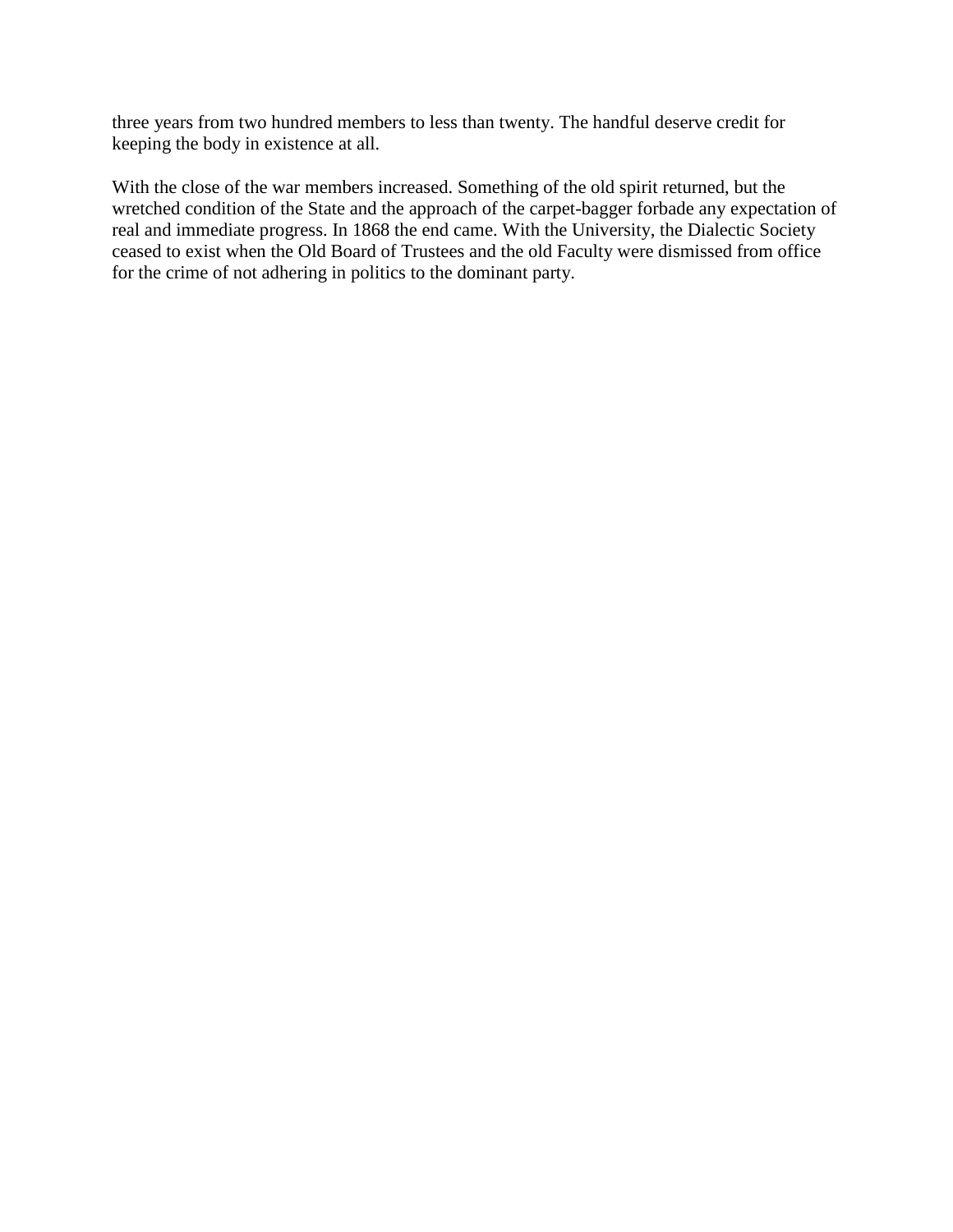three years from two hundred members to less than twenty. The handful deserve credit for keeping the body in existence at all.

With the close of the war members increased. Something of the old spirit returned, but the wretched condition of the State and the approach of the carpet-bagger forbade any expectation of real and immediate progress. In 1868 the end came. With the University, the Dialectic Society ceased to exist when the Old Board of Trustees and the old Faculty were dismissed from office for the crime of not adhering in politics to the dominant party.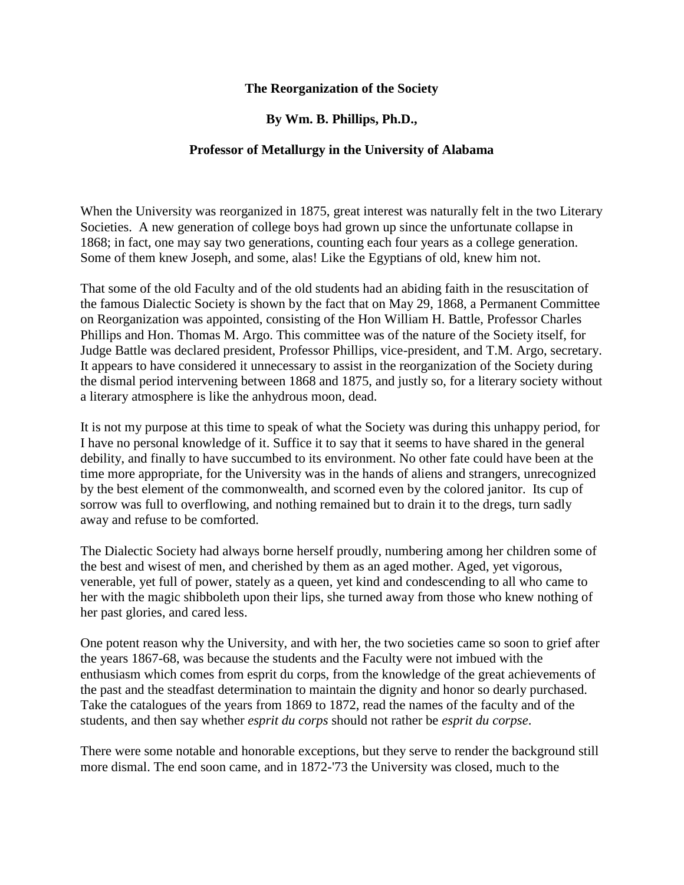**The Reorganization of the Society**

**By Wm. B. Phillips, Ph.D.,**

**Professor of Metallurgy in the University of Alabama**

When the University was reorganized in 1875, great interest was naturally felt in the two Literary Societies. A new generation of college boys had grown up since the unfortunate collapse in 1868; in fact, one may say two generations, counting each four years as a college generation. Some of them knew Joseph, and some, alas! Like the Egyptians of old, knew him not.

That some of the old Faculty and of the old students had an abiding faith in the resuscitation of the famous Dialectic Society is shown by the fact that on May 29, 1868, a Permanent Committee on Reorganization was appointed, consisting of the Hon William H. Battle, Professor Charles Phillips and Hon. Thomas M. Argo. This committee was of the nature of the Society itself, for Judge Battle was declared president, Professor Phillips, vice-president, and T.M. Argo, secretary. It appears to have considered it unnecessary to assist in the reorganization of the Society during the dismal period intervening between 1868 and 1875, and justly so, for a literary society without a literary atmosphere is like the anhydrous moon, dead.

It is not my purpose at this time to speak of what the Society was during this unhappy period, for I have no personal knowledge of it. Suffice it to say that it seems to have shared in the general debility, and finally to have succumbed to its environment. No other fate could have been at the time more appropriate, for the University was in the hands of aliens and strangers, unrecognized by the best element of the commonwealth, and scorned even by the colored janitor. Its cup of sorrow was full to overflowing, and nothing remained but to drain it to the dregs, turn sadly away and refuse to be comforted.

The Dialectic Society had always borne herself proudly, numbering among her children some of the best and wisest of men, and cherished by them as an aged mother. Aged, yet vigorous, venerable, yet full of power, stately as a queen, yet kind and condescending to all who came to her with the magic shibboleth upon their lips, she turned away from those who knew nothing of her past glories, and cared less.

One potent reason why the University, and with her, the two societies came so soon to grief after the years 1867-68, was because the students and the Faculty were not imbued with the enthusiasm which comes from esprit du corps, from the knowledge of the great achievements of the past and the steadfast determination to maintain the dignity and honor so dearly purchased. Take the catalogues of the years from 1869 to 1872, read the names of the faculty and of the students, and then say whether *esprit du corps* should not rather be *esprit du corpse*.

There were some notable and honorable exceptions, but they serve to render the background still more dismal. The end soon came, and in 1872-'73 the University was closed, much to the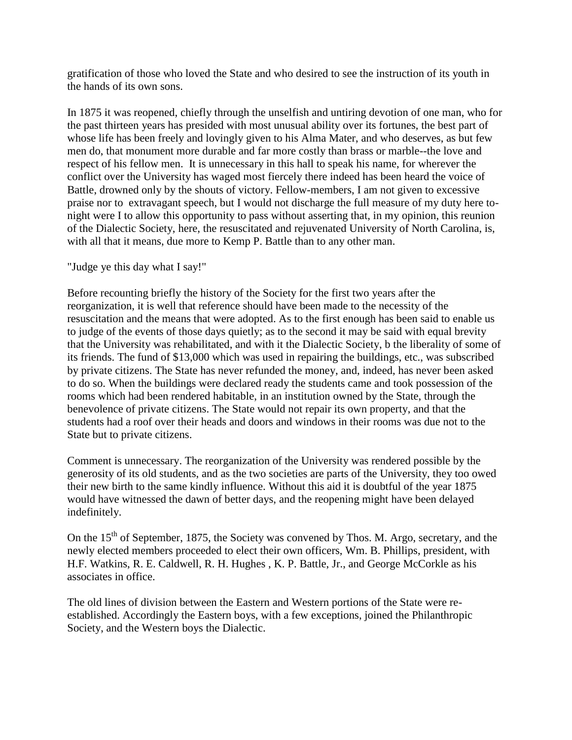gratification of those who loved the State and who desired to see the instruction of its youth in the hands of its own sons.

In 1875 it was reopened, chiefly through the unselfish and untiring devotion of one man, who for the past thirteen years has presided with most unusual ability over its fortunes, the best part of whose life has been freely and lovingly given to his Alma Mater, and who deserves, as but few men do, that monument more durable and far more costly than brass or marble--the love and respect of his fellow men. It is unnecessary in this hall to speak his name, for wherever the conflict over the University has waged most fiercely there indeed has been heard the voice of Battle, drowned only by the shouts of victory. Fellow-members, I am not given to excessive praise nor to extravagant speech, but I would not discharge the full measure of my duty here to-night were I to allow this opportunity to pass without asserting that, in my opinion, this reunion of the Dialectic Society, here, the resuscitated and rejuvenated University of North Carolina, is, with all that it means, due more to Kemp P. Battle than to any other man.

"Judge ye this day what I say!"

Before recounting briefly the history of the Society for the first two years after the reorganization, it is well that reference should have been made to the necessity of the resuscitation and the means that were adopted. As to the first enough has been said to enable us to judge of the events of those days quietly; as to the second it may be said with equal brevity that the University was rehabilitated, and with it the Dialectic Society, b the liberality of some of its friends. The fund of $13,000 which was used in repairing the buildings, etc., was subscribed by private citizens. The State has never refunded the money, and, indeed, has never been asked to do so. When the buildings were declared ready the students came and took possession of the rooms which had been rendered habitable, in an institution owned by the State, through the benevolence of private citizens. The State would not repair its own property, and that the students had a roof over their heads and doors and windows in their rooms was due not to the State but to private citizens.

Comment is unnecessary. The reorganization of the University was rendered possible by the generosity of its old students, and as the two societies are parts of the University, they too owed their new birth to the same kindly influence. Without this aid it is doubtful of the year 1875 would have witnessed the dawn of better days, and the reopening might have been delayed indefinitely.

On the 15th of September, 1875, the Society was convened by Thos. M. Argo, secretary, and the newly elected members proceeded to elect their own officers, Wm. B. Phillips, president, with H.F. Watkins, R. E. Caldwell, R. H. Hughes , K. P. Battle, Jr., and George McCorkle as his associates in office.

The old lines of division between the Eastern and Western portions of the State were re-established. Accordingly the Eastern boys, with a few exceptions, joined the Philanthropic Society, and the Western boys the Dialectic.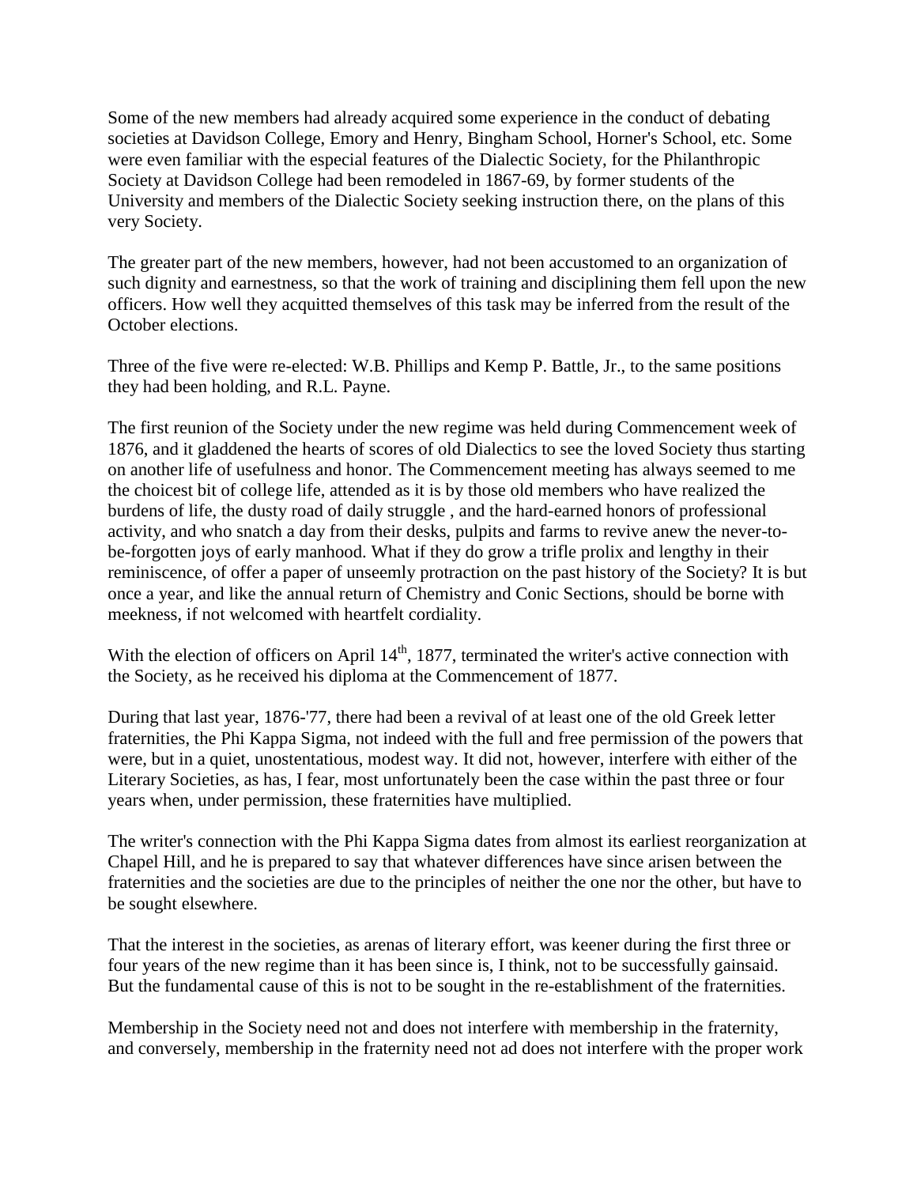Some of the new members had already acquired some experience in the conduct of debating societies at Davidson College, Emory and Henry, Bingham School, Horner's School, etc. Some were even familiar with the especial features of the Dialectic Society, for the Philanthropic Society at Davidson College had been remodeled in 1867-69, by former students of the University and members of the Dialectic Society seeking instruction there, on the plans of this very Society.

The greater part of the new members, however, had not been accustomed to an organization of such dignity and earnestness, so that the work of training and disciplining them fell upon the new officers. How well they acquitted themselves of this task may be inferred from the result of the October elections.

Three of the five were re-elected: W.B. Phillips and Kemp P. Battle, Jr., to the same positions they had been holding, and R.L. Payne.

The first reunion of the Society under the new regime was held during Commencement week of 1876, and it gladdened the hearts of scores of old Dialectics to see the loved Society thus starting on another life of usefulness and honor. The Commencement meeting has always seemed to me the choicest bit of college life, attended as it is by those old members who have realized the burdens of life, the dusty road of daily struggle , and the hard-earned honors of professional activity, and who snatch a day from their desks, pulpits and farms to revive anew the never-to-be-forgotten joys of early manhood. What if they do grow a trifle prolix and lengthy in their reminiscence, of offer a paper of unseemly protraction on the past history of the Society? It is but once a year, and like the annual return of Chemistry and Conic Sections, should be borne with meekness, if not welcomed with heartfelt cordiality.

With the election of officers on April 14th, 1877, terminated the writer's active connection with the Society, as he received his diploma at the Commencement of 1877.

During that last year, 1876-'77, there had been a revival of at least one of the old Greek letter fraternities, the Phi Kappa Sigma, not indeed with the full and free permission of the powers that were, but in a quiet, unostentatious, modest way. It did not, however, interfere with either of the Literary Societies, as has, I fear, most unfortunately been the case within the past three or four years when, under permission, these fraternities have multiplied.

The writer's connection with the Phi Kappa Sigma dates from almost its earliest reorganization at Chapel Hill, and he is prepared to say that whatever differences have since arisen between the fraternities and the societies are due to the principles of neither the one nor the other, but have to be sought elsewhere.

That the interest in the societies, as arenas of literary effort, was keener during the first three or four years of the new regime than it has been since is, I think, not to be successfully gainsaid. But the fundamental cause of this is not to be sought in the re-establishment of the fraternities.

Membership in the Society need not and does not interfere with membership in the fraternity, and conversely, membership in the fraternity need not ad does not interfere with the proper work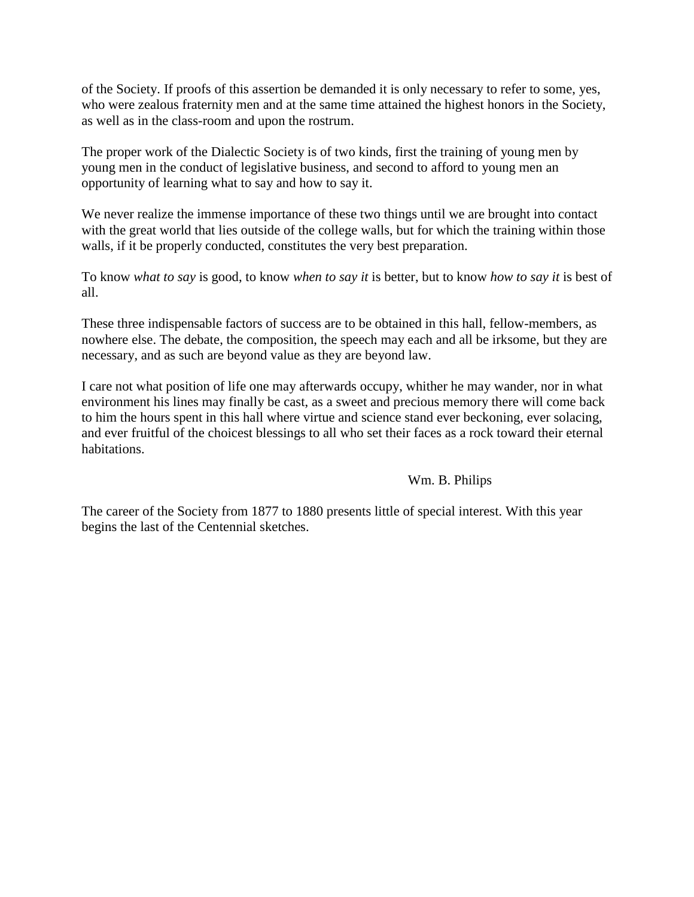of the Society. If proofs of this assertion be demanded it is only necessary to refer to some, yes, who were zealous fraternity men and at the same time attained the highest honors in the Society, as well as in the class-room and upon the rostrum.

The proper work of the Dialectic Society is of two kinds, first the training of young men by young men in the conduct of legislative business, and second to afford to young men an opportunity of learning what to say and how to say it.

We never realize the immense importance of these two things until we are brought into contact with the great world that lies outside of the college walls, but for which the training within those walls, if it be properly conducted, constitutes the very best preparation.

To know *what to say* is good, to know *when to say it* is better, but to know *how to say it* is best of all.

These three indispensable factors of success are to be obtained in this hall, fellow-members, as nowhere else. The debate, the composition, the speech may each and all be irksome, but they are necessary, and as such are beyond value as they are beyond law.

I care not what position of life one may afterwards occupy, whither he may wander, nor in what environment his lines may finally be cast, as a sweet and precious memory there will come back to him the hours spent in this hall where virtue and science stand ever beckoning, ever solacing, and ever fruitful of the choicest blessings to all who set their faces as a rock toward their eternal habitations.

Wm. B. Philips

The career of the Society from 1877 to 1880 presents little of special interest. With this year begins the last of the Centennial sketches.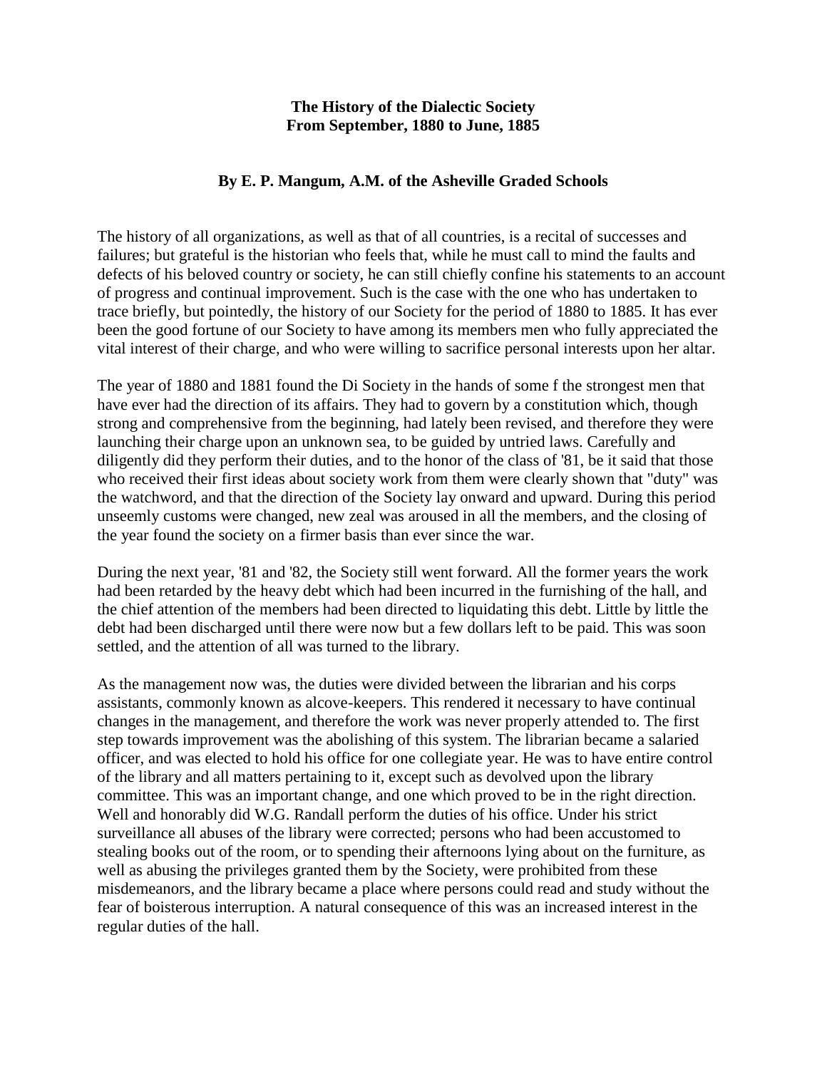**The History of the Dialectic Society**
**From September, 1880 to June, 1885**

**By E. P. Mangum, A.M. of the Asheville Graded Schools**

The history of all organizations, as well as that of all countries, is a recital of successes and failures; but grateful is the historian who feels that, while he must call to mind the faults and defects of his beloved country or society, he can still chiefly confine his statements to an account of progress and continual improvement. Such is the case with the one who has undertaken to trace briefly, but pointedly, the history of our Society for the period of 1880 to 1885. It has ever been the good fortune of our Society to have among its members men who fully appreciated the vital interest of their charge, and who were willing to sacrifice personal interests upon her altar.

The year of 1880 and 1881 found the Di Society in the hands of some f the strongest men that have ever had the direction of its affairs. They had to govern by a constitution which, though strong and comprehensive from the beginning, had lately been revised, and therefore they were launching their charge upon an unknown sea, to be guided by untried laws. Carefully and diligently did they perform their duties, and to the honor of the class of '81, be it said that those who received their first ideas about society work from them were clearly shown that "duty" was the watchword, and that the direction of the Society lay onward and upward. During this period unseemly customs were changed, new zeal was aroused in all the members, and the closing of the year found the society on a firmer basis than ever since the war.

During the next year, '81 and '82, the Society still went forward. All the former years the work had been retarded by the heavy debt which had been incurred in the furnishing of the hall, and the chief attention of the members had been directed to liquidating this debt. Little by little the debt had been discharged until there were now but a few dollars left to be paid. This was soon settled, and the attention of all was turned to the library.

As the management now was, the duties were divided between the librarian and his corps assistants, commonly known as alcove-keepers. This rendered it necessary to have continual changes in the management, and therefore the work was never properly attended to. The first step towards improvement was the abolishing of this system. The librarian became a salaried officer, and was elected to hold his office for one collegiate year. He was to have entire control of the library and all matters pertaining to it, except such as devolved upon the library committee. This was an important change, and one which proved to be in the right direction. Well and honorably did W.G. Randall perform the duties of his office. Under his strict surveillance all abuses of the library were corrected; persons who had been accustomed to stealing books out of the room, or to spending their afternoons lying about on the furniture, as well as abusing the privileges granted them by the Society, were prohibited from these misdemeanors, and the library became a place where persons could read and study without the fear of boisterous interruption. A natural consequence of this was an increased interest in the regular duties of the hall.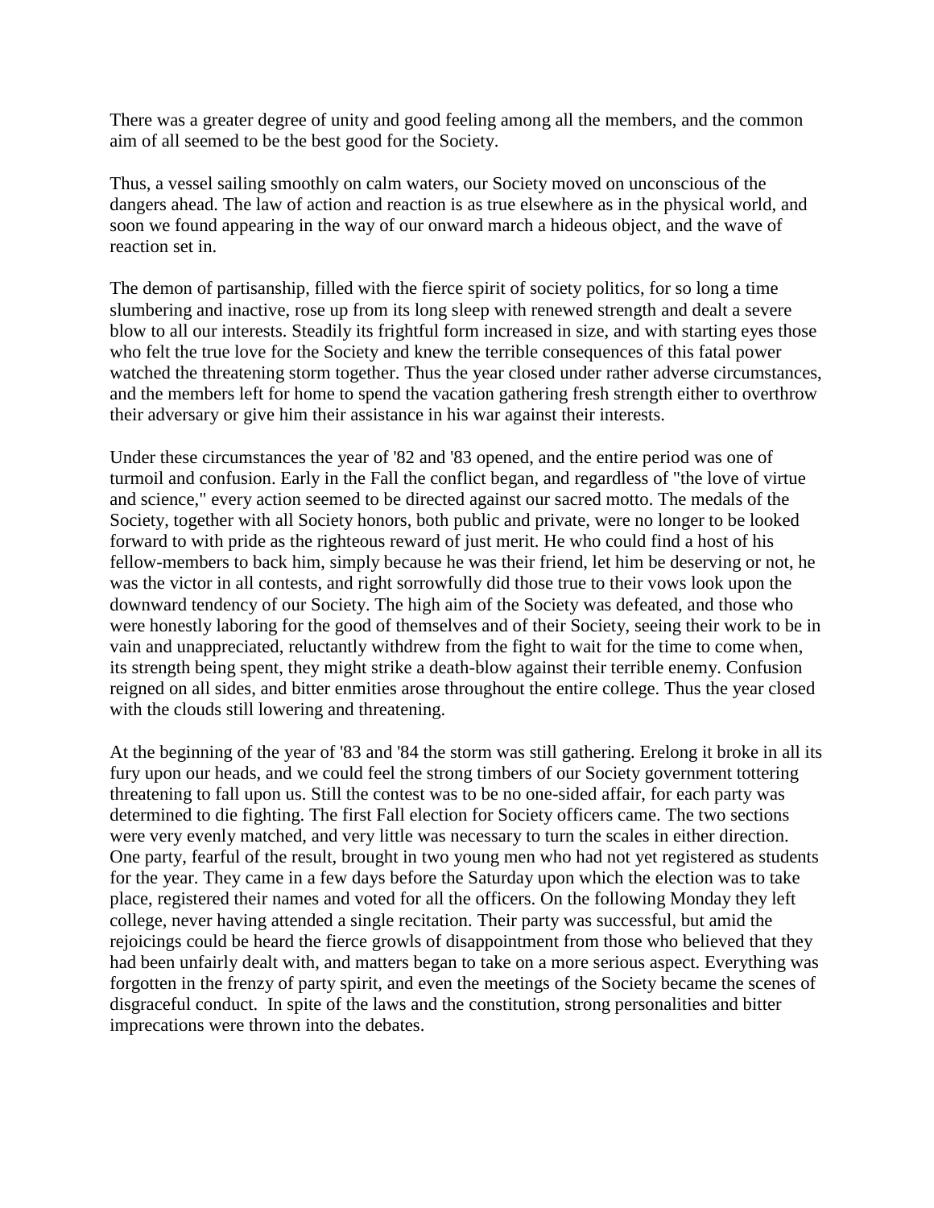There was a greater degree of unity and good feeling among all the members, and the common aim of all seemed to be the best good for the Society.

Thus, a vessel sailing smoothly on calm waters, our Society moved on unconscious of the dangers ahead. The law of action and reaction is as true elsewhere as in the physical world, and soon we found appearing in the way of our onward march a hideous object, and the wave of reaction set in.

The demon of partisanship, filled with the fierce spirit of society politics, for so long a time slumbering and inactive, rose up from its long sleep with renewed strength and dealt a severe blow to all our interests. Steadily its frightful form increased in size, and with starting eyes those who felt the true love for the Society and knew the terrible consequences of this fatal power watched the threatening storm together. Thus the year closed under rather adverse circumstances, and the members left for home to spend the vacation gathering fresh strength either to overthrow their adversary or give him their assistance in his war against their interests.

Under these circumstances the year of '82 and '83 opened, and the entire period was one of turmoil and confusion. Early in the Fall the conflict began, and regardless of "the love of virtue and science," every action seemed to be directed against our sacred motto. The medals of the Society, together with all Society honors, both public and private, were no longer to be looked forward to with pride as the righteous reward of just merit. He who could find a host of his fellow-members to back him, simply because he was their friend, let him be deserving or not, he was the victor in all contests, and right sorrowfully did those true to their vows look upon the downward tendency of our Society. The high aim of the Society was defeated, and those who were honestly laboring for the good of themselves and of their Society, seeing their work to be in vain and unappreciated, reluctantly withdrew from the fight to wait for the time to come when, its strength being spent, they might strike a death-blow against their terrible enemy. Confusion reigned on all sides, and bitter enmities arose throughout the entire college. Thus the year closed with the clouds still lowering and threatening.

At the beginning of the year of '83 and '84 the storm was still gathering. Erelong it broke in all its fury upon our heads, and we could feel the strong timbers of our Society government tottering threatening to fall upon us. Still the contest was to be no one-sided affair, for each party was determined to die fighting. The first Fall election for Society officers came. The two sections were very evenly matched, and very little was necessary to turn the scales in either direction. One party, fearful of the result, brought in two young men who had not yet registered as students for the year. They came in a few days before the Saturday upon which the election was to take place, registered their names and voted for all the officers. On the following Monday they left college, never having attended a single recitation. Their party was successful, but amid the rejoicings could be heard the fierce growls of disappointment from those who believed that they had been unfairly dealt with, and matters began to take on a more serious aspect. Everything was forgotten in the frenzy of party spirit, and even the meetings of the Society became the scenes of disgraceful conduct. In spite of the laws and the constitution, strong personalities and bitter imprecations were thrown into the debates.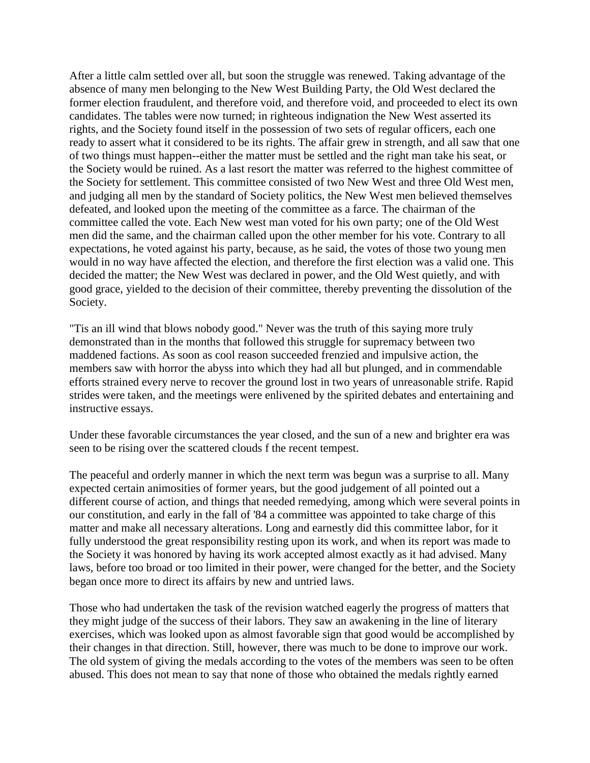After a little calm settled over all, but soon the struggle was renewed. Taking advantage of the absence of many men belonging to the New West Building Party, the Old West declared the former election fraudulent, and therefore void, and therefore void, and proceeded to elect its own candidates. The tables were now turned; in righteous indignation the New West asserted its rights, and the Society found itself in the possession of two sets of regular officers, each one ready to assert what it considered to be its rights. The affair grew in strength, and all saw that one of two things must happen--either the matter must be settled and the right man take his seat, or the Society would be ruined. As a last resort the matter was referred to the highest committee of the Society for settlement. This committee consisted of two New West and three Old West men, and judging all men by the standard of Society politics, the New West men believed themselves defeated, and looked upon the meeting of the committee as a farce. The chairman of the committee called the vote. Each New west man voted for his own party; one of the Old West men did the same, and the chairman called upon the other member for his vote. Contrary to all expectations, he voted against his party, because, as he said, the votes of those two young men would in no way have affected the election, and therefore the first election was a valid one. This decided the matter; the New West was declared in power, and the Old West quietly, and with good grace, yielded to the decision of their committee, thereby preventing the dissolution of the Society.

"Tis an ill wind that blows nobody good." Never was the truth of this saying more truly demonstrated than in the months that followed this struggle for supremacy between two maddened factions. As soon as cool reason succeeded frenzied and impulsive action, the members saw with horror the abyss into which they had all but plunged, and in commendable efforts strained every nerve to recover the ground lost in two years of unreasonable strife. Rapid strides were taken, and the meetings were enlivened by the spirited debates and entertaining and instructive essays.

Under these favorable circumstances the year closed, and the sun of a new and brighter era was seen to be rising over the scattered clouds f the recent tempest.

The peaceful and orderly manner in which the next term was begun was a surprise to all. Many expected certain animosities of former years, but the good judgement of all pointed out a different course of action, and things that needed remedying, among which were several points in our constitution, and early in the fall of '84 a committee was appointed to take charge of this matter and make all necessary alterations. Long and earnestly did this committee labor, for it fully understood the great responsibility resting upon its work, and when its report was made to the Society it was honored by having its work accepted almost exactly as it had advised. Many laws, before too broad or too limited in their power, were changed for the better, and the Society began once more to direct its affairs by new and untried laws.

Those who had undertaken the task of the revision watched eagerly the progress of matters that they might judge of the success of their labors. They saw an awakening in the line of literary exercises, which was looked upon as almost favorable sign that good would be accomplished by their changes in that direction. Still, however, there was much to be done to improve our work. The old system of giving the medals according to the votes of the members was seen to be often abused. This does not mean to say that none of those who obtained the medals rightly earned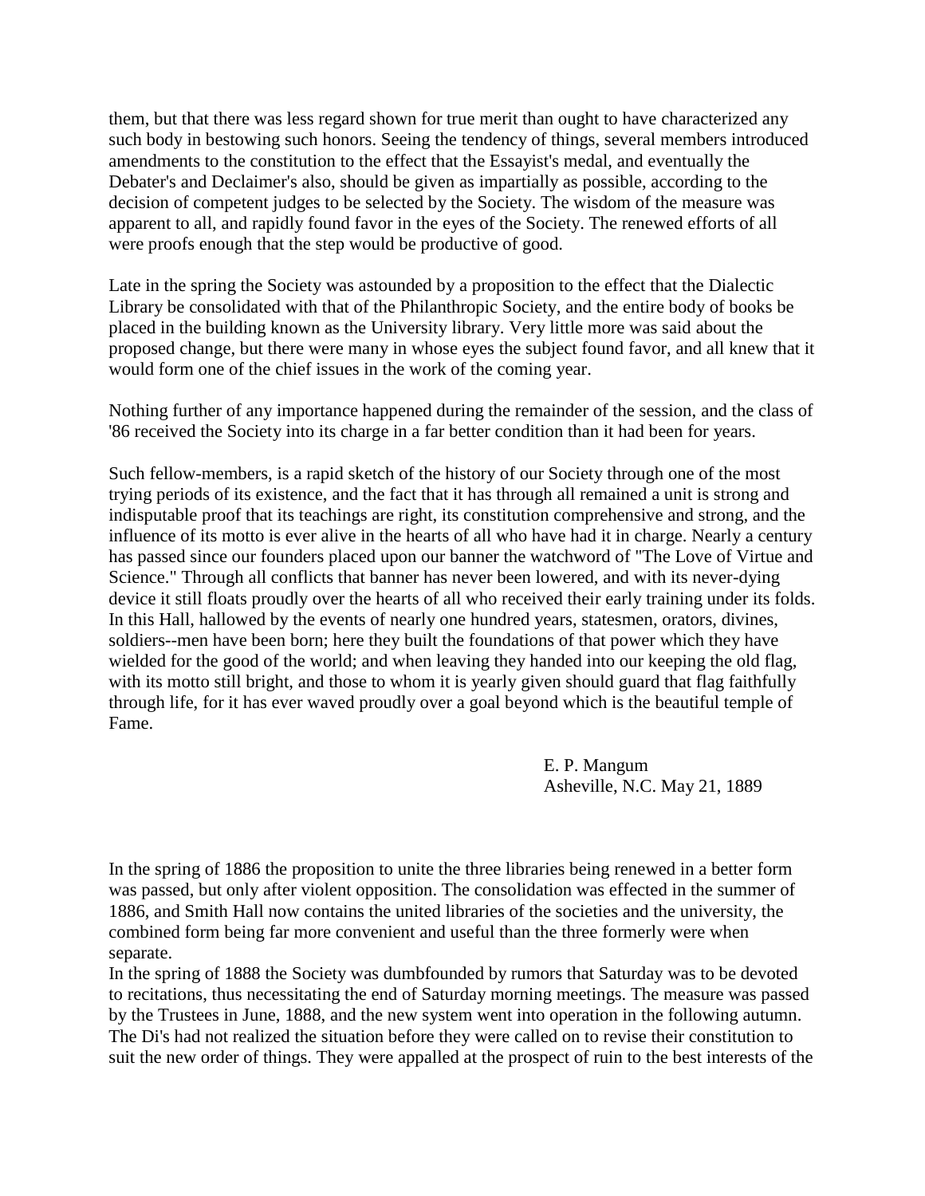them, but that there was less regard shown for true merit than ought to have characterized any such body in bestowing such honors. Seeing the tendency of things, several members introduced amendments to the constitution to the effect that the Essayist's medal, and eventually the Debater's and Declaimer's also, should be given as impartially as possible, according to the decision of competent judges to be selected by the Society. The wisdom of the measure was apparent to all, and rapidly found favor in the eyes of the Society. The renewed efforts of all were proofs enough that the step would be productive of good.

Late in the spring the Society was astounded by a proposition to the effect that the Dialectic Library be consolidated with that of the Philanthropic Society, and the entire body of books be placed in the building known as the University library. Very little more was said about the proposed change, but there were many in whose eyes the subject found favor, and all knew that it would form one of the chief issues in the work of the coming year.

Nothing further of any importance happened during the remainder of the session, and the class of '86 received the Society into its charge in a far better condition than it had been for years.

Such fellow-members, is a rapid sketch of the history of our Society through one of the most trying periods of its existence, and the fact that it has through all remained a unit is strong and indisputable proof that its teachings are right, its constitution comprehensive and strong, and the influence of its motto is ever alive in the hearts of all who have had it in charge. Nearly a century has passed since our founders placed upon our banner the watchword of "The Love of Virtue and Science." Through all conflicts that banner has never been lowered, and with its never-dying device it still floats proudly over the hearts of all who received their early training under its folds. In this Hall, hallowed by the events of nearly one hundred years, statesmen, orators, divines, soldiers--men have been born; here they built the foundations of that power which they have wielded for the good of the world; and when leaving they handed into our keeping the old flag, with its motto still bright, and those to whom it is yearly given should guard that flag faithfully through life, for it has ever waved proudly over a goal beyond which is the beautiful temple of Fame.

E. P. Mangum
Asheville, N.C. May 21, 1889

In the spring of 1886 the proposition to unite the three libraries being renewed in a better form was passed, but only after violent opposition. The consolidation was effected in the summer of 1886, and Smith Hall now contains the united libraries of the societies and the university, the combined form being far more convenient and useful than the three formerly were when separate.

In the spring of 1888 the Society was dumbfounded by rumors that Saturday was to be devoted to recitations, thus necessitating the end of Saturday morning meetings. The measure was passed by the Trustees in June, 1888, and the new system went into operation in the following autumn. The Di's had not realized the situation before they were called on to revise their constitution to suit the new order of things. They were appalled at the prospect of ruin to the best interests of the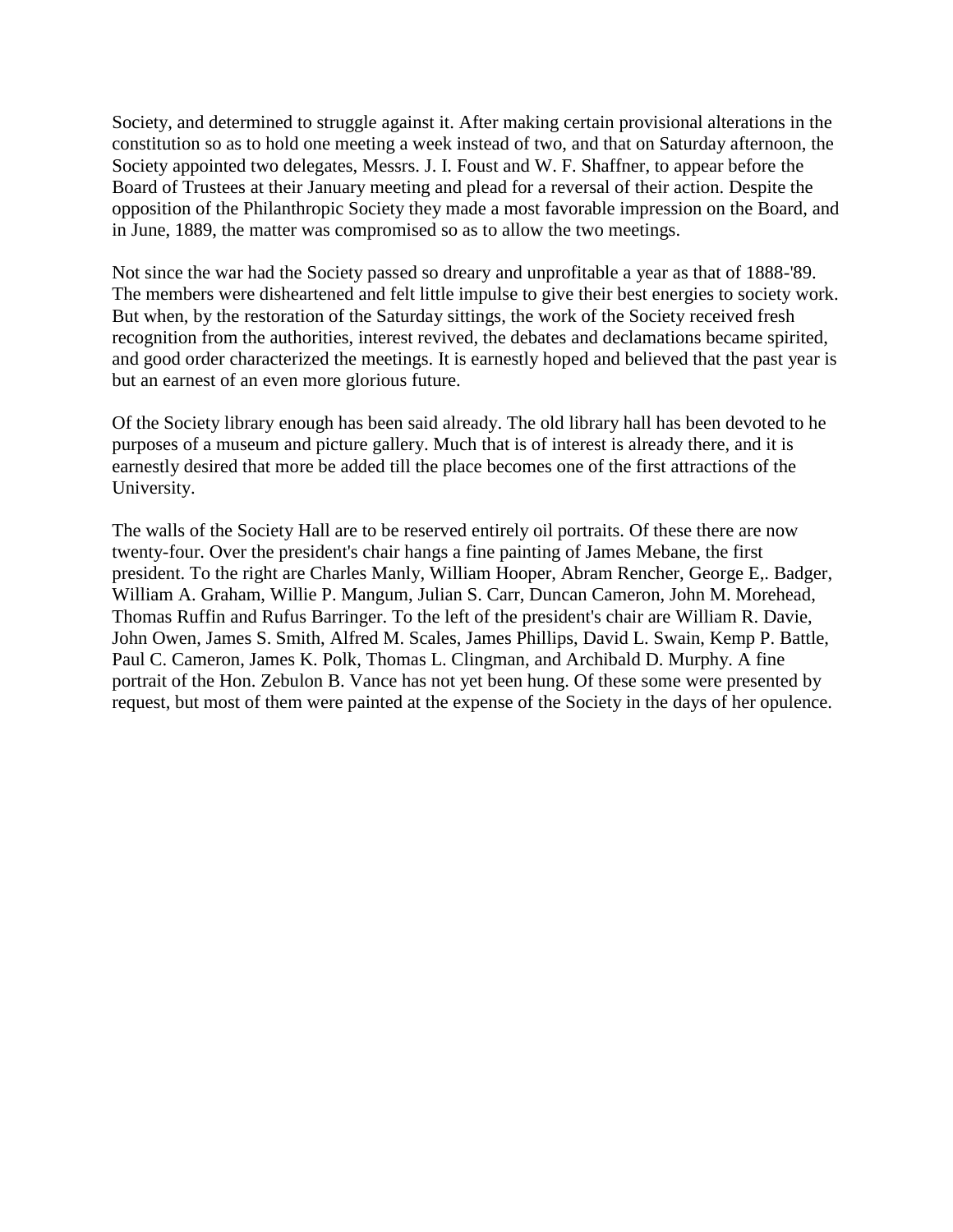Society, and determined to struggle against it. After making certain provisional alterations in the constitution so as to hold one meeting a week instead of two, and that on Saturday afternoon, the Society appointed two delegates, Messrs. J. I. Foust and W. F. Shaffner, to appear before the Board of Trustees at their January meeting and plead for a reversal of their action. Despite the opposition of the Philanthropic Society they made a most favorable impression on the Board, and in June, 1889, the matter was compromised so as to allow the two meetings.

Not since the war had the Society passed so dreary and unprofitable a year as that of 1888-'89. The members were disheartened and felt little impulse to give their best energies to society work. But when, by the restoration of the Saturday sittings, the work of the Society received fresh recognition from the authorities, interest revived, the debates and declamations became spirited, and good order characterized the meetings. It is earnestly hoped and believed that the past year is but an earnest of an even more glorious future.

Of the Society library enough has been said already. The old library hall has been devoted to he purposes of a museum and picture gallery. Much that is of interest is already there, and it is earnestly desired that more be added till the place becomes one of the first attractions of the University.

The walls of the Society Hall are to be reserved entirely oil portraits. Of these there are now twenty-four. Over the president's chair hangs a fine painting of James Mebane, the first president. To the right are Charles Manly, William Hooper, Abram Rencher, George E,. Badger, William A. Graham, Willie P. Mangum, Julian S. Carr, Duncan Cameron, John M. Morehead, Thomas Ruffin and Rufus Barringer. To the left of the president's chair are William R. Davie, John Owen, James S. Smith, Alfred M. Scales, James Phillips, David L. Swain, Kemp P. Battle, Paul C. Cameron, James K. Polk, Thomas L. Clingman, and Archibald D. Murphy. A fine portrait of the Hon. Zebulon B. Vance has not yet been hung. Of these some were presented by request, but most of them were painted at the expense of the Society in the days of her opulence.